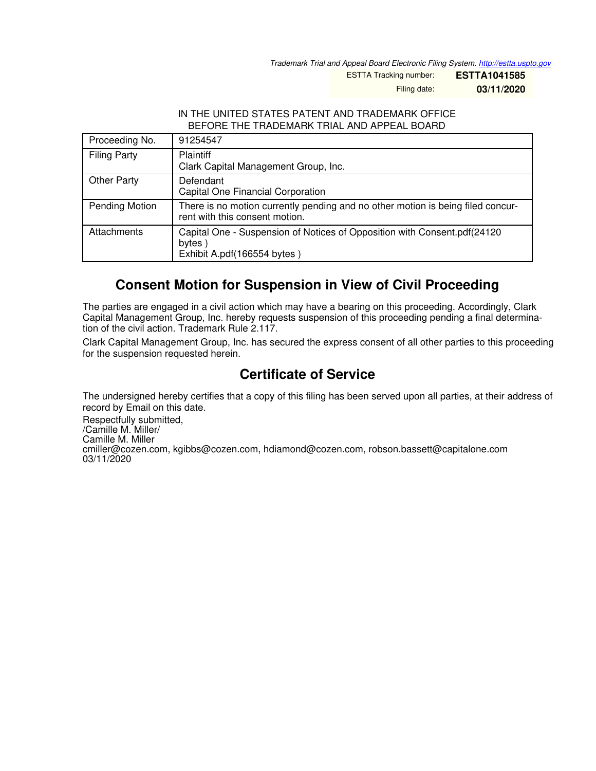*Trademark Trial and Appeal Board Electronic Filing System. http://estta.uspto.gov*

ESTTA Tracking number: **ESTTA1041585**

Filing date: **03/11/2020**

IN THE UNITED STATES PATENT AND TRADEMARK OFFICE
BEFORE THE TRADEMARK TRIAL AND APPEAL BOARD

| | |
|---|---|
| Proceeding No. | 91254547 |
| Filing Party | Plaintiff<br>Clark Capital Management Group, Inc. |
| Other Party | Defendant<br>Capital One Financial Corporation |
| Pending Motion | There is no motion currently pending and no other motion is being filed concurrent with this consent motion. |
| Attachments | Capital One - Suspension of Notices of Opposition with Consent.pdf(24120 bytes )<br>Exhibit A.pdf(166554 bytes ) |

## Consent Motion for Suspension in View of Civil Proceeding

The parties are engaged in a civil action which may have a bearing on this proceeding. Accordingly, Clark Capital Management Group, Inc. hereby requests suspension of this proceeding pending a final determination of the civil action. Trademark Rule 2.117.

Clark Capital Management Group, Inc. has secured the express consent of all other parties to this proceeding for the suspension requested herein.

## Certificate of Service

The undersigned hereby certifies that a copy of this filing has been served upon all parties, at their address of record by Email on this date.

Respectfully submitted,
/Camille M. Miller/
Camille M. Miller
cmiller@cozen.com, kgibbs@cozen.com, hdiamond@cozen.com, robson.bassett@capitalone.com
03/11/2020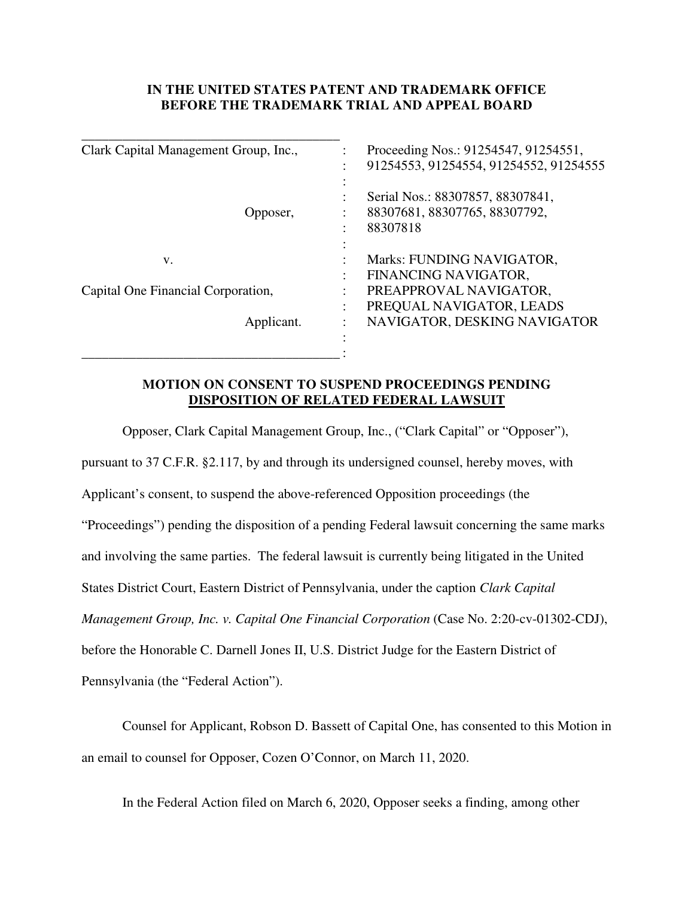**IN THE UNITED STATES PATENT AND TRADEMARK OFFICE**
**BEFORE THE TRADEMARK TRIAL AND APPEAL BOARD**

| | | |
|---|---|---|
| Clark Capital Management Group, Inc., | : | Proceeding Nos.: 91254547, 91254551, 91254553, 91254554, 91254552, 91254555 |
| | : | |
| Opposer, | : | Serial Nos.: 88307857, 88307841, 88307681, 88307765, 88307792, 88307818 |
| | : | |
| v. | : | Marks: FUNDING NAVIGATOR, FINANCING NAVIGATOR, PREAPPROVAL NAVIGATOR, PREQUAL NAVIGATOR, LEADS NAVIGATOR, DESKING NAVIGATOR |
| Capital One Financial Corporation, | : | |
| Applicant. | : | |

**MOTION ON CONSENT TO SUSPEND PROCEEDINGS PENDING <u>DISPOSITION OF RELATED FEDERAL LAWSUIT</u>**

Opposer, Clark Capital Management Group, Inc., ("Clark Capital" or "Opposer"), pursuant to 37 C.F.R. §2.117, by and through its undersigned counsel, hereby moves, with Applicant's consent, to suspend the above-referenced Opposition proceedings (the "Proceedings") pending the disposition of a pending Federal lawsuit concerning the same marks and involving the same parties. The federal lawsuit is currently being litigated in the United States District Court, Eastern District of Pennsylvania, under the caption *Clark Capital Management Group, Inc. v. Capital One Financial Corporation* (Case No. 2:20-cv-01302-CDJ), before the Honorable C. Darnell Jones II, U.S. District Judge for the Eastern District of Pennsylvania (the "Federal Action").

Counsel for Applicant, Robson D. Bassett of Capital One, has consented to this Motion in an email to counsel for Opposer, Cozen O'Connor, on March 11, 2020.

In the Federal Action filed on March 6, 2020, Opposer seeks a finding, among other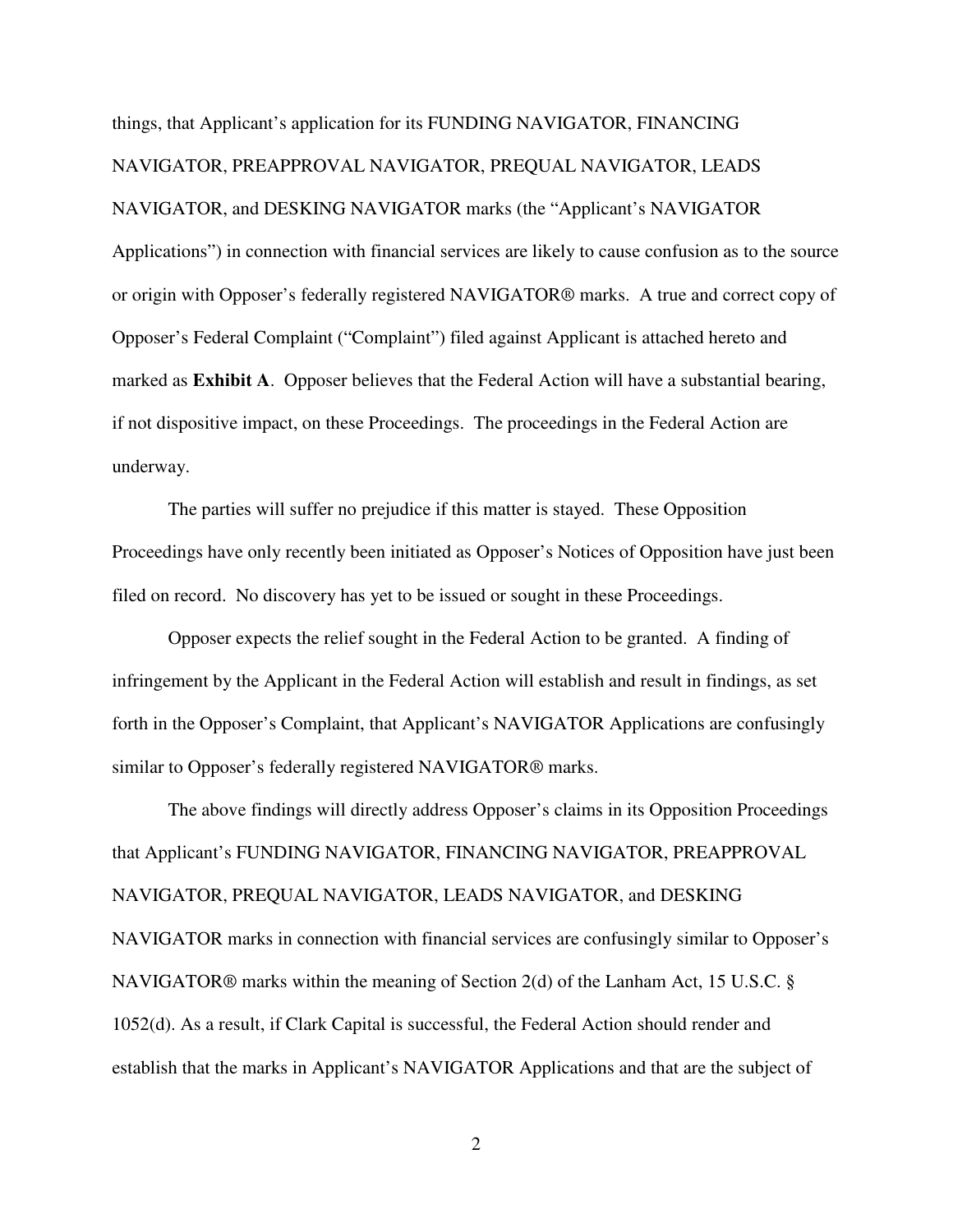things, that Applicant's application for its FUNDING NAVIGATOR, FINANCING NAVIGATOR, PREAPPROVAL NAVIGATOR, PREQUAL NAVIGATOR, LEADS NAVIGATOR, and DESKING NAVIGATOR marks (the "Applicant's NAVIGATOR Applications") in connection with financial services are likely to cause confusion as to the source or origin with Opposer's federally registered NAVIGATOR® marks. A true and correct copy of Opposer's Federal Complaint ("Complaint") filed against Applicant is attached hereto and marked as **Exhibit A**. Opposer believes that the Federal Action will have a substantial bearing, if not dispositive impact, on these Proceedings. The proceedings in the Federal Action are underway.

The parties will suffer no prejudice if this matter is stayed. These Opposition Proceedings have only recently been initiated as Opposer's Notices of Opposition have just been filed on record. No discovery has yet to be issued or sought in these Proceedings.

Opposer expects the relief sought in the Federal Action to be granted. A finding of infringement by the Applicant in the Federal Action will establish and result in findings, as set forth in the Opposer's Complaint, that Applicant's NAVIGATOR Applications are confusingly similar to Opposer's federally registered NAVIGATOR® marks.

The above findings will directly address Opposer's claims in its Opposition Proceedings that Applicant's FUNDING NAVIGATOR, FINANCING NAVIGATOR, PREAPPROVAL NAVIGATOR, PREQUAL NAVIGATOR, LEADS NAVIGATOR, and DESKING NAVIGATOR marks in connection with financial services are confusingly similar to Opposer's NAVIGATOR® marks within the meaning of Section 2(d) of the Lanham Act, 15 U.S.C. § 1052(d). As a result, if Clark Capital is successful, the Federal Action should render and establish that the marks in Applicant's NAVIGATOR Applications and that are the subject of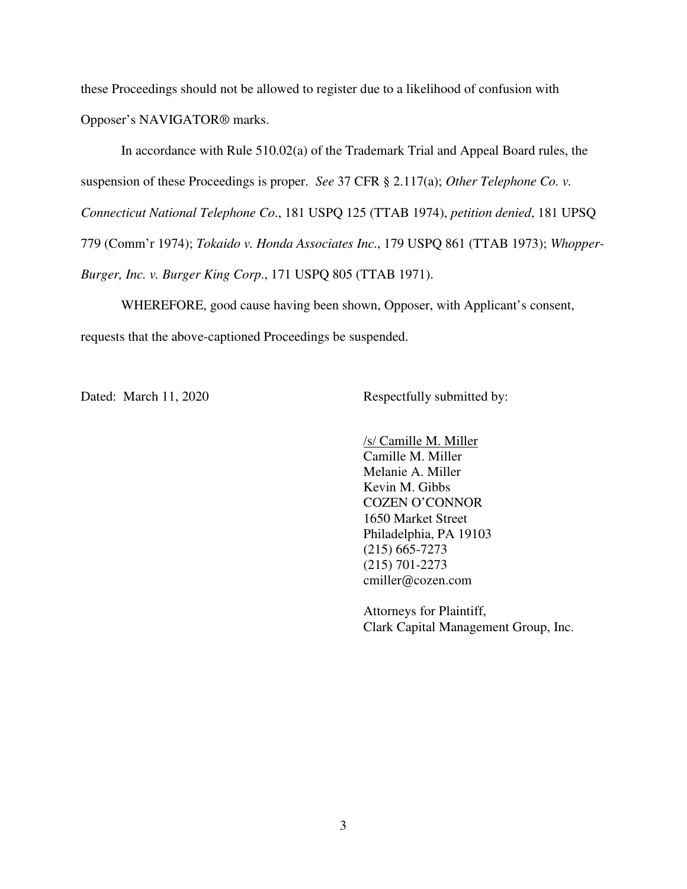these Proceedings should not be allowed to register due to a likelihood of confusion with Opposer's NAVIGATOR® marks.

In accordance with Rule 510.02(a) of the Trademark Trial and Appeal Board rules, the suspension of these Proceedings is proper. *See* 37 CFR § 2.117(a); *Other Telephone Co. v. Connecticut National Telephone Co*., 181 USPQ 125 (TTAB 1974), *petition denied*, 181 UPSQ 779 (Comm'r 1974); *Tokaido v. Honda Associates Inc*., 179 USPQ 861 (TTAB 1973); *Whopper-Burger, Inc. v. Burger King Corp*., 171 USPQ 805 (TTAB 1971).

WHEREFORE, good cause having been shown, Opposer, with Applicant's consent, requests that the above-captioned Proceedings be suspended.

Dated: March 11, 2020

Respectfully submitted by:

/s/ Camille M. Miller
Camille M. Miller
Melanie A. Miller
Kevin M. Gibbs
COZEN O'CONNOR
1650 Market Street
Philadelphia, PA 19103
(215) 665-7273
(215) 701-2273
cmiller@cozen.com

Attorneys for Plaintiff,
Clark Capital Management Group, Inc.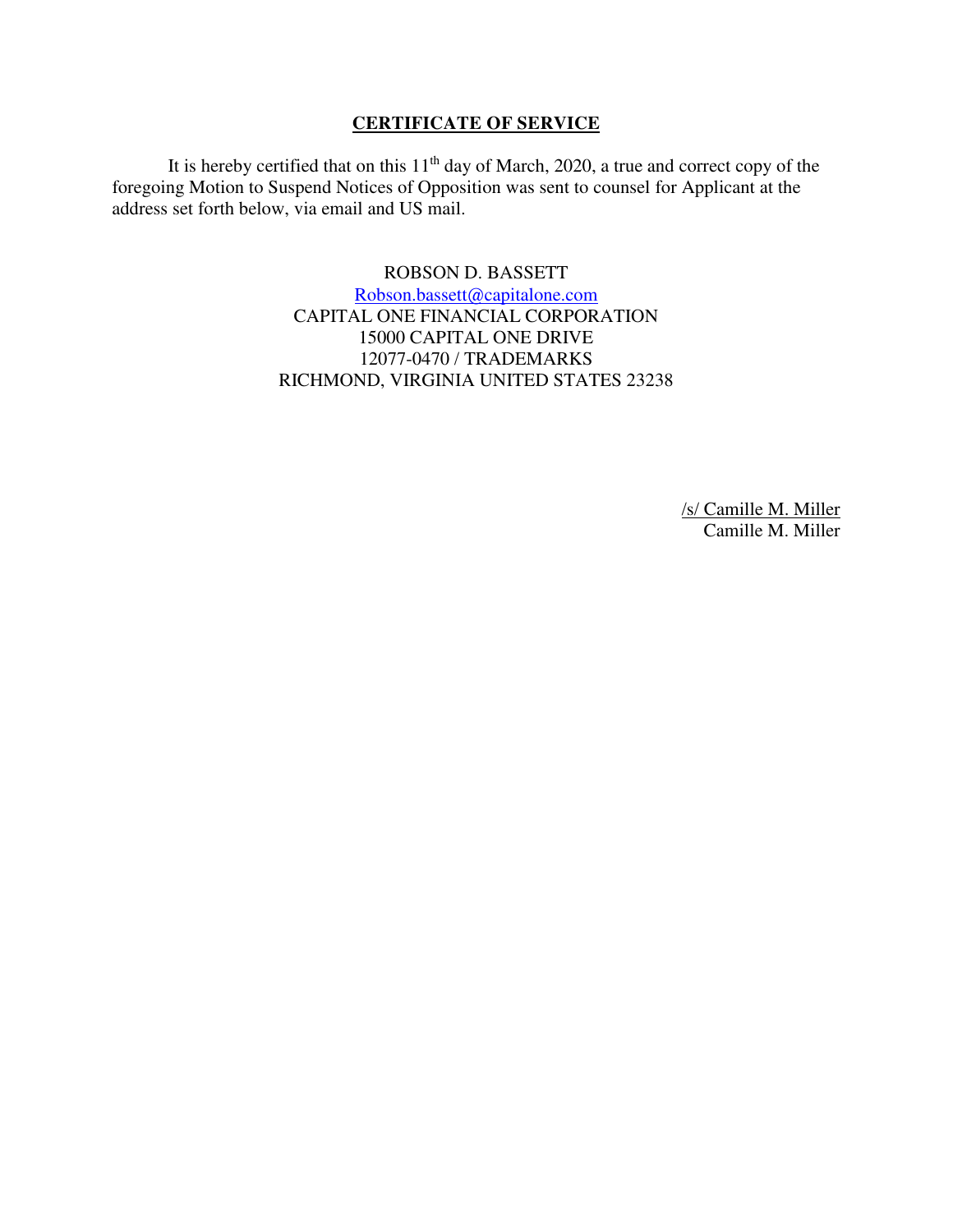## CERTIFICATE OF SERVICE

It is hereby certified that on this 11th day of March, 2020, a true and correct copy of the foregoing Motion to Suspend Notices of Opposition was sent to counsel for Applicant at the address set forth below, via email and US mail.

ROBSON D. BASSETT
Robson.bassett@capitalone.com
CAPITAL ONE FINANCIAL CORPORATION
15000 CAPITAL ONE DRIVE
12077-0470 / TRADEMARKS
RICHMOND, VIRGINIA UNITED STATES 23238

/s/ Camille M. Miller
Camille M. Miller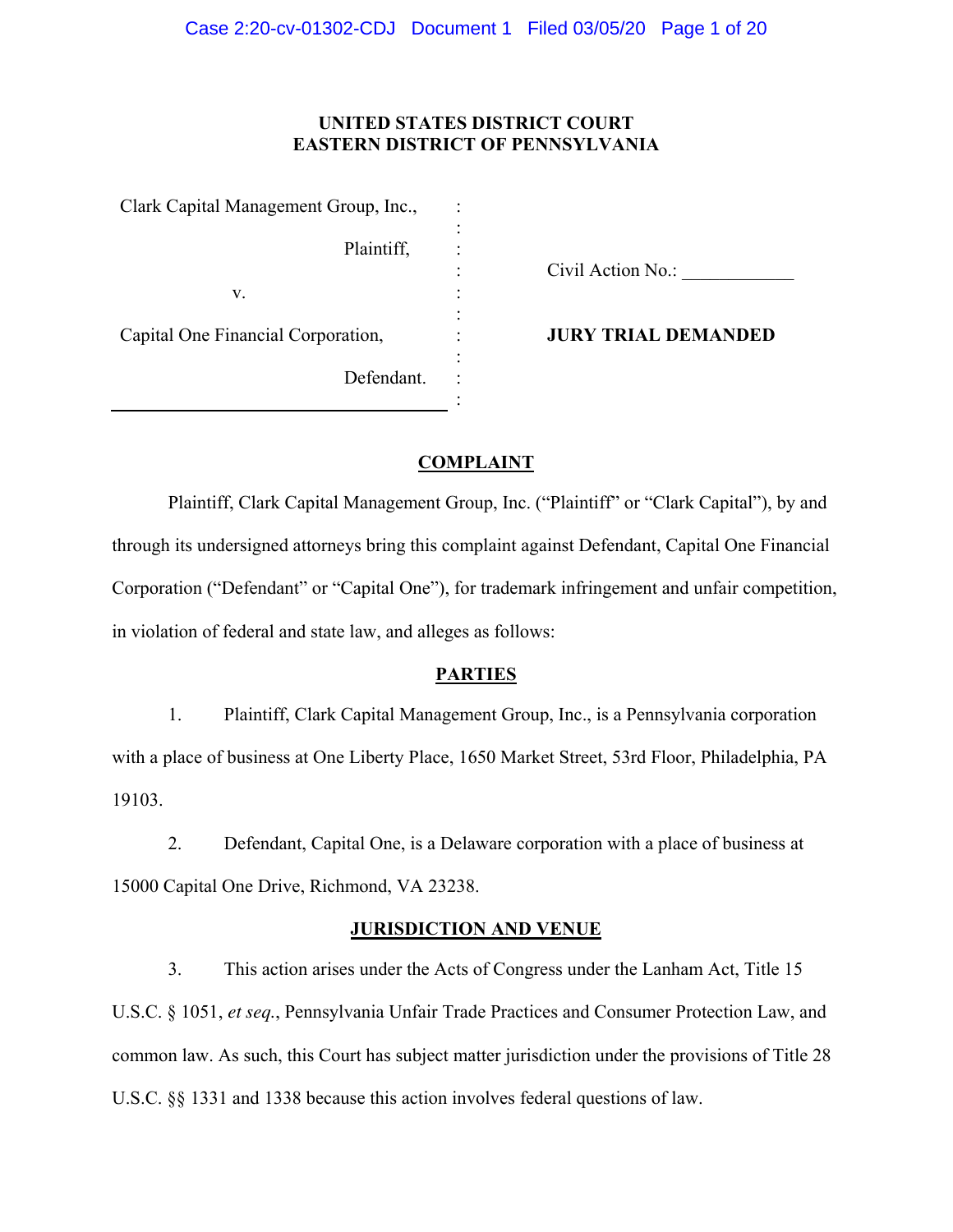**UNITED STATES DISTRICT COURT**
**EASTERN DISTRICT OF PENNSYLVANIA**

| | | |
|---|---|---|
| Clark Capital Management Group, Inc., | : | |
| Plaintiff, | : | Civil Action No.: ____________ |
| v. | : | |
| Capital One Financial Corporation, | : | **JURY TRIAL DEMANDED** |
| Defendant. | : | |

## COMPLAINT

Plaintiff, Clark Capital Management Group, Inc. ("Plaintiff" or "Clark Capital"), by and through its undersigned attorneys bring this complaint against Defendant, Capital One Financial Corporation ("Defendant" or "Capital One"), for trademark infringement and unfair competition, in violation of federal and state law, and alleges as follows:

## PARTIES

1. Plaintiff, Clark Capital Management Group, Inc., is a Pennsylvania corporation with a place of business at One Liberty Place, 1650 Market Street, 53rd Floor, Philadelphia, PA 19103.

2. Defendant, Capital One, is a Delaware corporation with a place of business at 15000 Capital One Drive, Richmond, VA 23238.

## JURISDICTION AND VENUE

3. This action arises under the Acts of Congress under the Lanham Act, Title 15 U.S.C. § 1051, *et seq.*, Pennsylvania Unfair Trade Practices and Consumer Protection Law, and common law. As such, this Court has subject matter jurisdiction under the provisions of Title 28 U.S.C. §§ 1331 and 1338 because this action involves federal questions of law.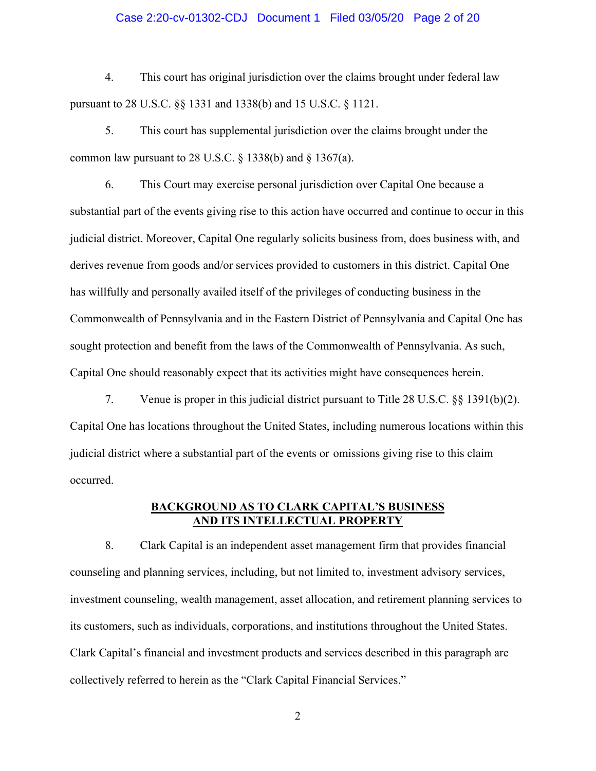4. This court has original jurisdiction over the claims brought under federal law pursuant to 28 U.S.C. §§ 1331 and 1338(b) and 15 U.S.C. § 1121.

5. This court has supplemental jurisdiction over the claims brought under the common law pursuant to 28 U.S.C. § 1338(b) and § 1367(a).

6. This Court may exercise personal jurisdiction over Capital One because a substantial part of the events giving rise to this action have occurred and continue to occur in this judicial district. Moreover, Capital One regularly solicits business from, does business with, and derives revenue from goods and/or services provided to customers in this district. Capital One has willfully and personally availed itself of the privileges of conducting business in the Commonwealth of Pennsylvania and in the Eastern District of Pennsylvania and Capital One has sought protection and benefit from the laws of the Commonwealth of Pennsylvania. As such, Capital One should reasonably expect that its activities might have consequences herein.

7. Venue is proper in this judicial district pursuant to Title 28 U.S.C. §§ 1391(b)(2). Capital One has locations throughout the United States, including numerous locations within this judicial district where a substantial part of the events or omissions giving rise to this claim occurred.

## BACKGROUND AS TO CLARK CAPITAL'S BUSINESS AND ITS INTELLECTUAL PROPERTY

8. Clark Capital is an independent asset management firm that provides financial counseling and planning services, including, but not limited to, investment advisory services, investment counseling, wealth management, asset allocation, and retirement planning services to its customers, such as individuals, corporations, and institutions throughout the United States. Clark Capital's financial and investment products and services described in this paragraph are collectively referred to herein as the "Clark Capital Financial Services."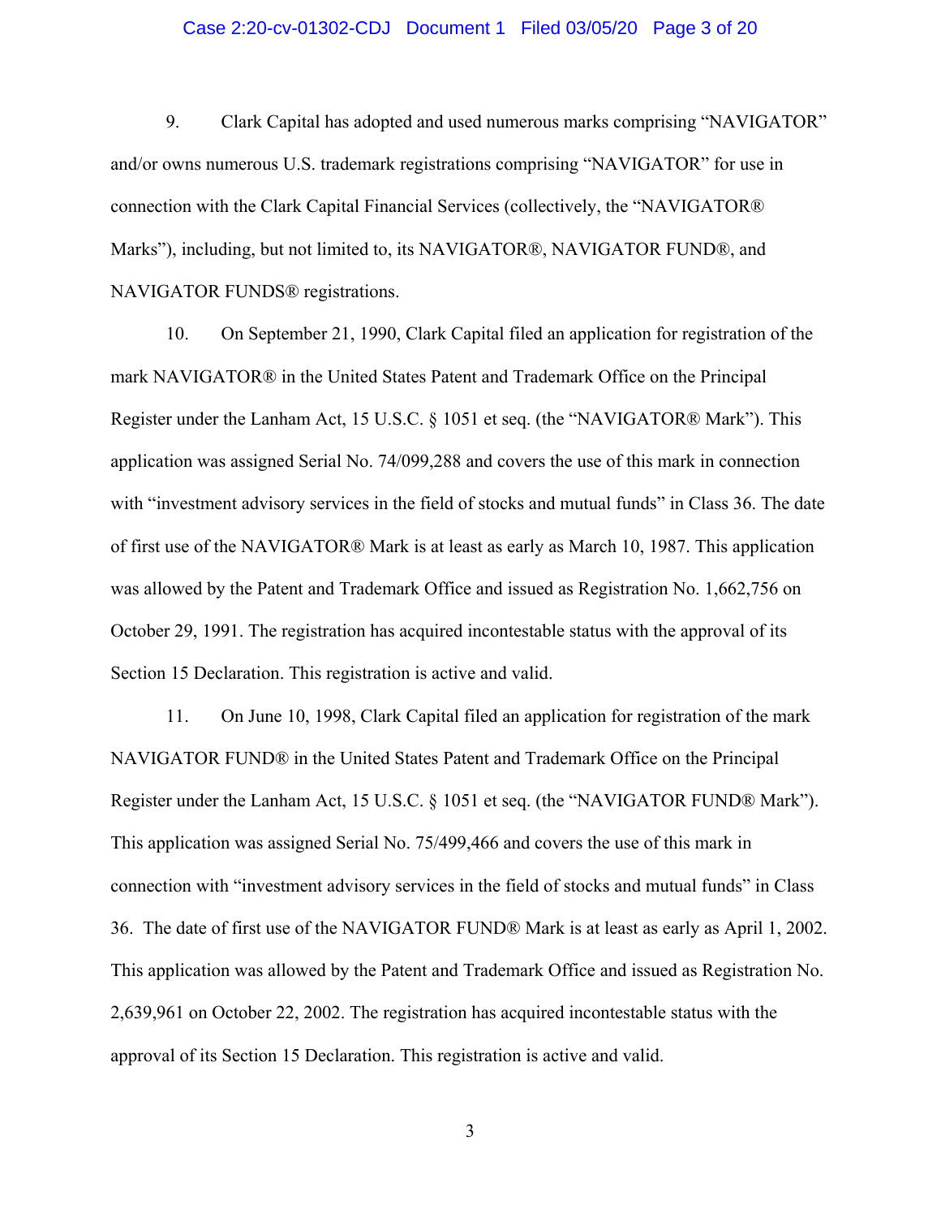9. Clark Capital has adopted and used numerous marks comprising "NAVIGATOR" and/or owns numerous U.S. trademark registrations comprising "NAVIGATOR" for use in connection with the Clark Capital Financial Services (collectively, the "NAVIGATOR® Marks"), including, but not limited to, its NAVIGATOR®, NAVIGATOR FUND®, and NAVIGATOR FUNDS® registrations.

10. On September 21, 1990, Clark Capital filed an application for registration of the mark NAVIGATOR® in the United States Patent and Trademark Office on the Principal Register under the Lanham Act, 15 U.S.C. § 1051 et seq. (the "NAVIGATOR® Mark"). This application was assigned Serial No. 74/099,288 and covers the use of this mark in connection with "investment advisory services in the field of stocks and mutual funds" in Class 36. The date of first use of the NAVIGATOR® Mark is at least as early as March 10, 1987. This application was allowed by the Patent and Trademark Office and issued as Registration No. 1,662,756 on October 29, 1991. The registration has acquired incontestable status with the approval of its Section 15 Declaration. This registration is active and valid.

11. On June 10, 1998, Clark Capital filed an application for registration of the mark NAVIGATOR FUND® in the United States Patent and Trademark Office on the Principal Register under the Lanham Act, 15 U.S.C. § 1051 et seq. (the "NAVIGATOR FUND® Mark"). This application was assigned Serial No. 75/499,466 and covers the use of this mark in connection with "investment advisory services in the field of stocks and mutual funds" in Class 36. The date of first use of the NAVIGATOR FUND® Mark is at least as early as April 1, 2002. This application was allowed by the Patent and Trademark Office and issued as Registration No. 2,639,961 on October 22, 2002. The registration has acquired incontestable status with the approval of its Section 15 Declaration. This registration is active and valid.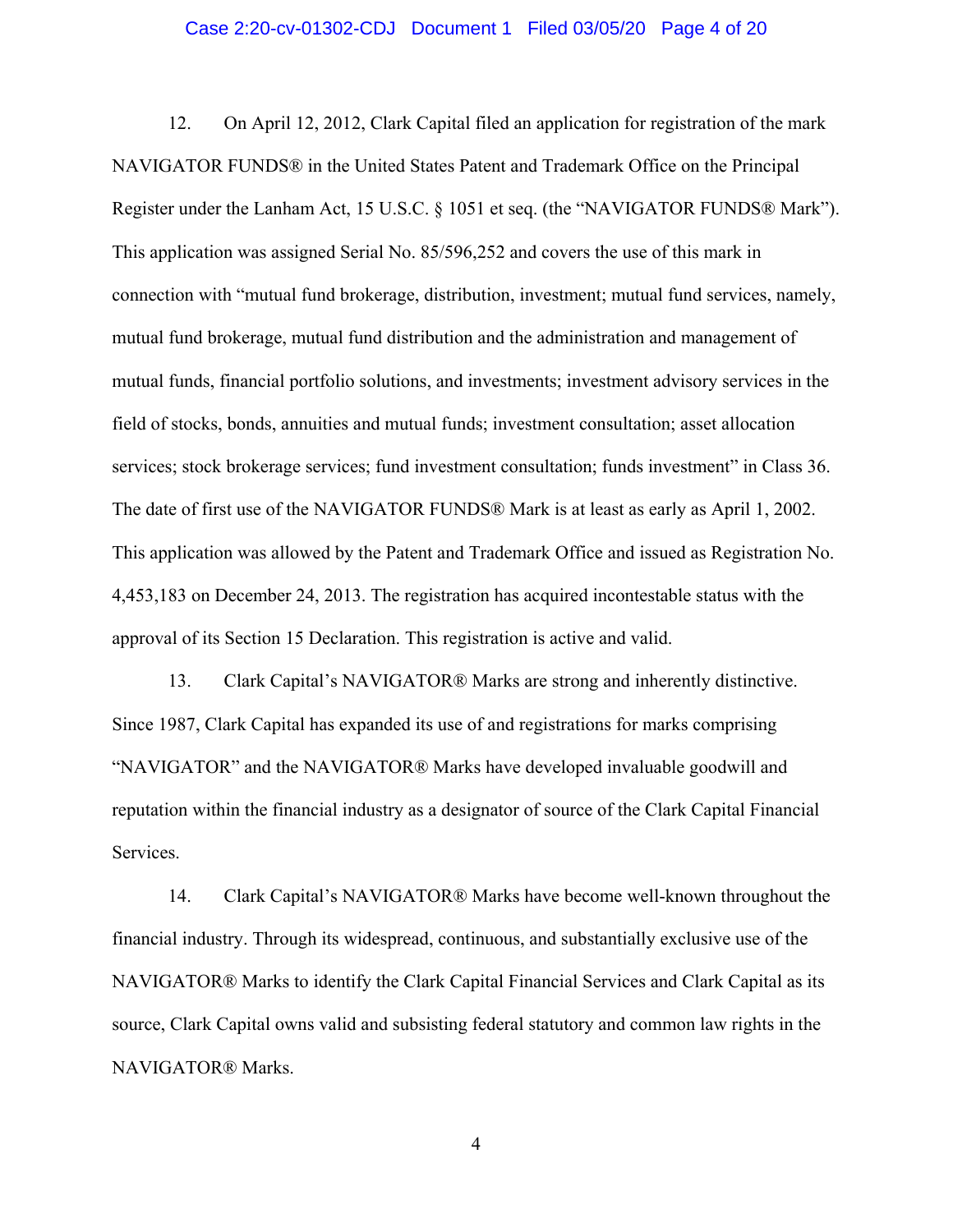12. On April 12, 2012, Clark Capital filed an application for registration of the mark NAVIGATOR FUNDS® in the United States Patent and Trademark Office on the Principal Register under the Lanham Act, 15 U.S.C. § 1051 et seq. (the "NAVIGATOR FUNDS® Mark"). This application was assigned Serial No. 85/596,252 and covers the use of this mark in connection with "mutual fund brokerage, distribution, investment; mutual fund services, namely, mutual fund brokerage, mutual fund distribution and the administration and management of mutual funds, financial portfolio solutions, and investments; investment advisory services in the field of stocks, bonds, annuities and mutual funds; investment consultation; asset allocation services; stock brokerage services; fund investment consultation; funds investment" in Class 36. The date of first use of the NAVIGATOR FUNDS® Mark is at least as early as April 1, 2002. This application was allowed by the Patent and Trademark Office and issued as Registration No. 4,453,183 on December 24, 2013. The registration has acquired incontestable status with the approval of its Section 15 Declaration. This registration is active and valid.

13. Clark Capital's NAVIGATOR® Marks are strong and inherently distinctive. Since 1987, Clark Capital has expanded its use of and registrations for marks comprising "NAVIGATOR" and the NAVIGATOR® Marks have developed invaluable goodwill and reputation within the financial industry as a designator of source of the Clark Capital Financial Services.

14. Clark Capital's NAVIGATOR® Marks have become well-known throughout the financial industry. Through its widespread, continuous, and substantially exclusive use of the NAVIGATOR® Marks to identify the Clark Capital Financial Services and Clark Capital as its source, Clark Capital owns valid and subsisting federal statutory and common law rights in the NAVIGATOR® Marks.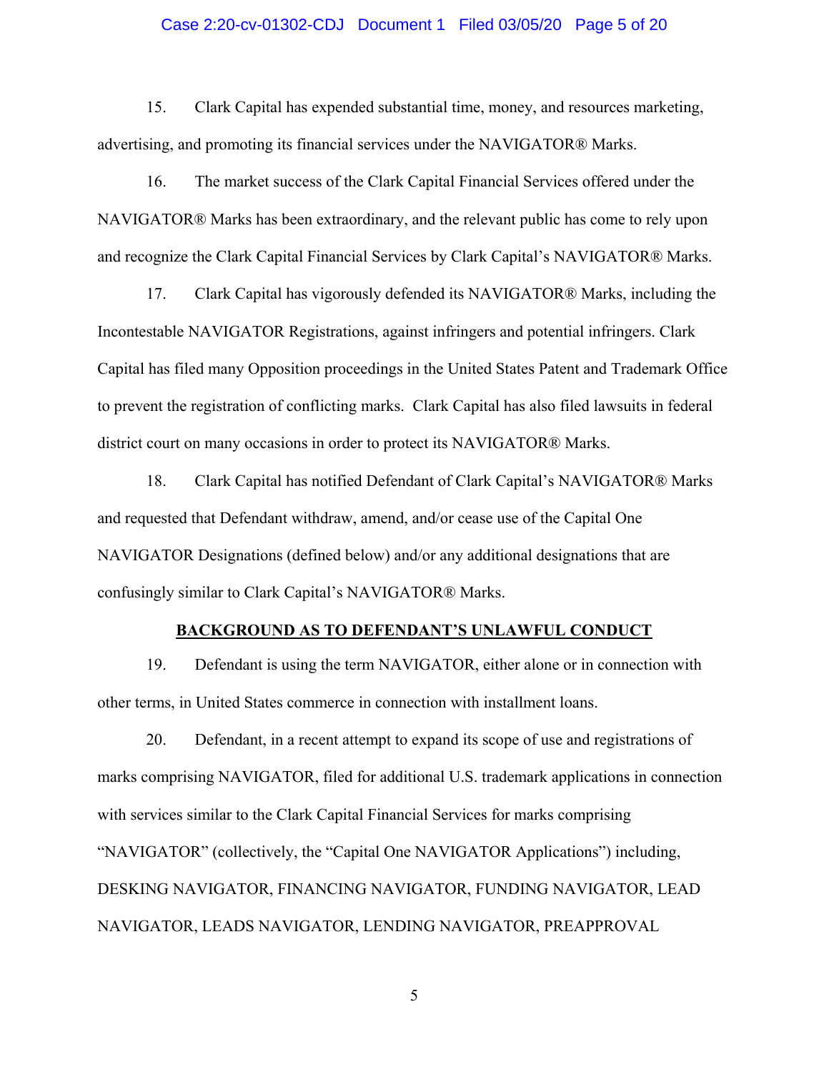15. Clark Capital has expended substantial time, money, and resources marketing, advertising, and promoting its financial services under the NAVIGATOR® Marks.

16. The market success of the Clark Capital Financial Services offered under the NAVIGATOR® Marks has been extraordinary, and the relevant public has come to rely upon and recognize the Clark Capital Financial Services by Clark Capital's NAVIGATOR® Marks.

17. Clark Capital has vigorously defended its NAVIGATOR® Marks, including the Incontestable NAVIGATOR Registrations, against infringers and potential infringers. Clark Capital has filed many Opposition proceedings in the United States Patent and Trademark Office to prevent the registration of conflicting marks. Clark Capital has also filed lawsuits in federal district court on many occasions in order to protect its NAVIGATOR® Marks.

18. Clark Capital has notified Defendant of Clark Capital's NAVIGATOR® Marks and requested that Defendant withdraw, amend, and/or cease use of the Capital One NAVIGATOR Designations (defined below) and/or any additional designations that are confusingly similar to Clark Capital's NAVIGATOR® Marks.

## BACKGROUND AS TO DEFENDANT'S UNLAWFUL CONDUCT

19. Defendant is using the term NAVIGATOR, either alone or in connection with other terms, in United States commerce in connection with installment loans.

20. Defendant, in a recent attempt to expand its scope of use and registrations of marks comprising NAVIGATOR, filed for additional U.S. trademark applications in connection with services similar to the Clark Capital Financial Services for marks comprising "NAVIGATOR" (collectively, the "Capital One NAVIGATOR Applications") including, DESKING NAVIGATOR, FINANCING NAVIGATOR, FUNDING NAVIGATOR, LEAD NAVIGATOR, LEADS NAVIGATOR, LENDING NAVIGATOR, PREAPPROVAL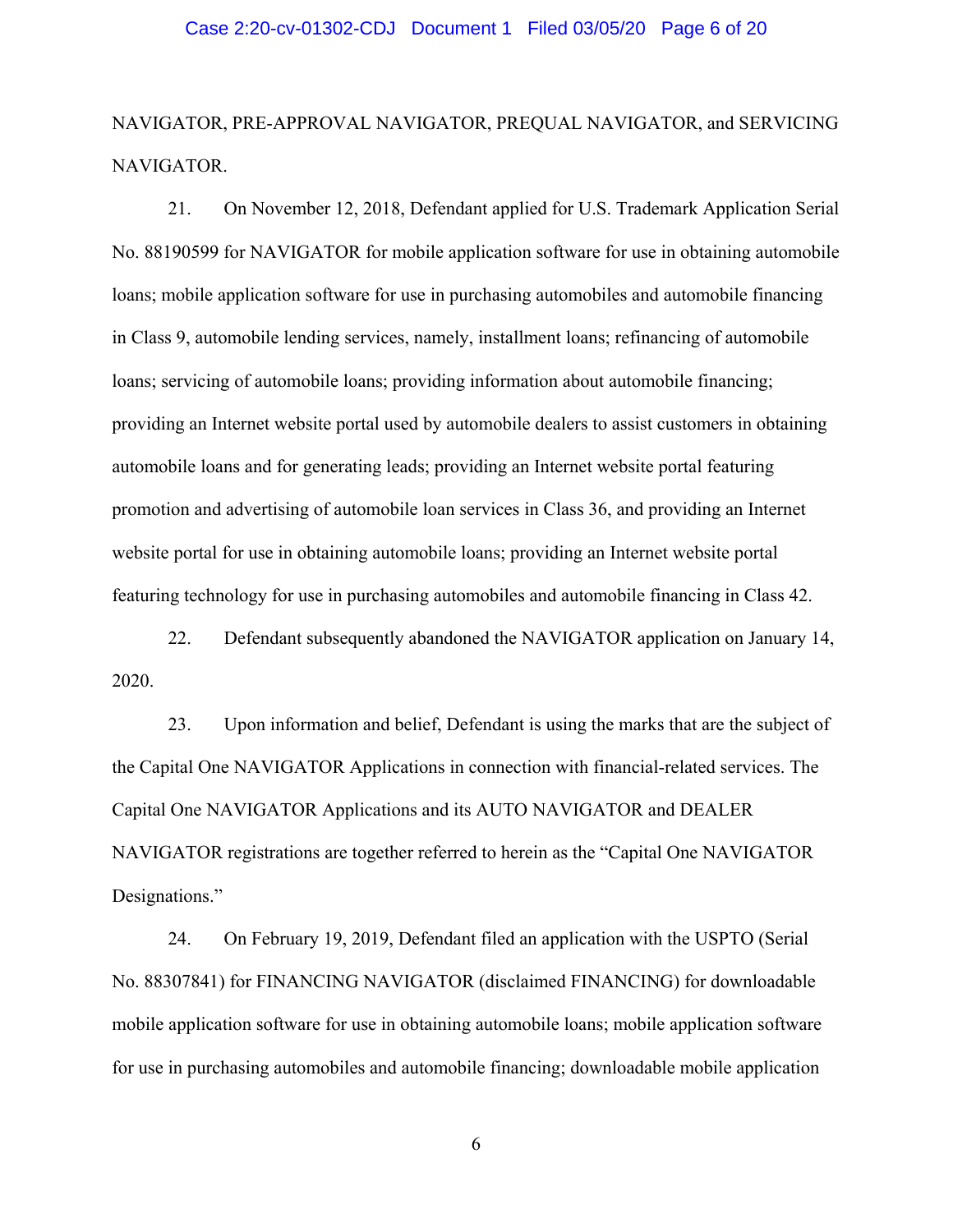NAVIGATOR, PRE-APPROVAL NAVIGATOR, PREQUAL NAVIGATOR, and SERVICING NAVIGATOR.

21. On November 12, 2018, Defendant applied for U.S. Trademark Application Serial No. 88190599 for NAVIGATOR for mobile application software for use in obtaining automobile loans; mobile application software for use in purchasing automobiles and automobile financing in Class 9, automobile lending services, namely, installment loans; refinancing of automobile loans; servicing of automobile loans; providing information about automobile financing; providing an Internet website portal used by automobile dealers to assist customers in obtaining automobile loans and for generating leads; providing an Internet website portal featuring promotion and advertising of automobile loan services in Class 36, and providing an Internet website portal for use in obtaining automobile loans; providing an Internet website portal featuring technology for use in purchasing automobiles and automobile financing in Class 42.

22. Defendant subsequently abandoned the NAVIGATOR application on January 14, 2020.

23. Upon information and belief, Defendant is using the marks that are the subject of the Capital One NAVIGATOR Applications in connection with financial-related services. The Capital One NAVIGATOR Applications and its AUTO NAVIGATOR and DEALER NAVIGATOR registrations are together referred to herein as the "Capital One NAVIGATOR Designations."

24. On February 19, 2019, Defendant filed an application with the USPTO (Serial No. 88307841) for FINANCING NAVIGATOR (disclaimed FINANCING) for downloadable mobile application software for use in obtaining automobile loans; mobile application software for use in purchasing automobiles and automobile financing; downloadable mobile application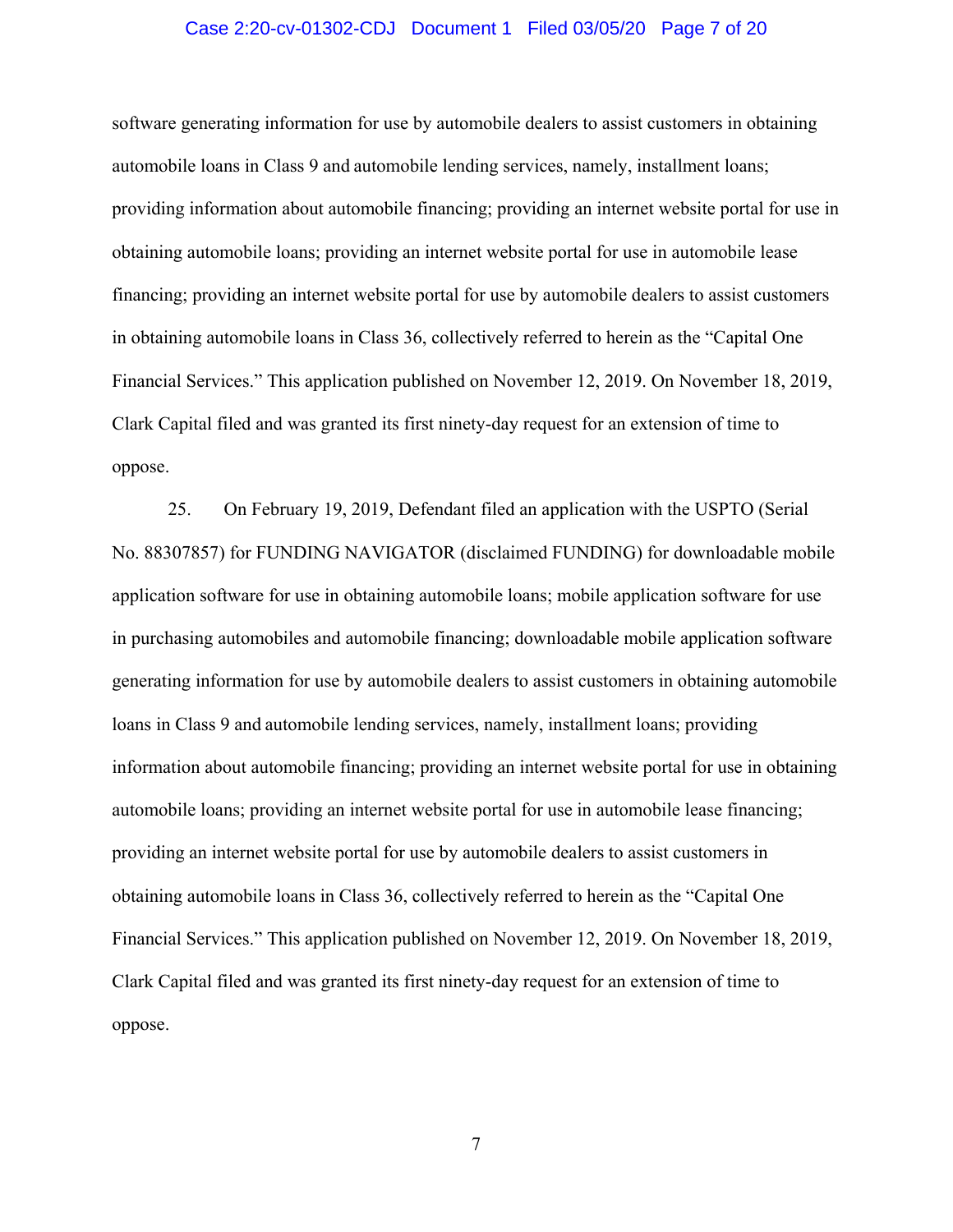software generating information for use by automobile dealers to assist customers in obtaining automobile loans in Class 9 and automobile lending services, namely, installment loans; providing information about automobile financing; providing an internet website portal for use in obtaining automobile loans; providing an internet website portal for use in automobile lease financing; providing an internet website portal for use by automobile dealers to assist customers in obtaining automobile loans in Class 36, collectively referred to herein as the "Capital One Financial Services." This application published on November 12, 2019. On November 18, 2019, Clark Capital filed and was granted its first ninety-day request for an extension of time to oppose.

25. On February 19, 2019, Defendant filed an application with the USPTO (Serial No. 88307857) for FUNDING NAVIGATOR (disclaimed FUNDING) for downloadable mobile application software for use in obtaining automobile loans; mobile application software for use in purchasing automobiles and automobile financing; downloadable mobile application software generating information for use by automobile dealers to assist customers in obtaining automobile loans in Class 9 and automobile lending services, namely, installment loans; providing information about automobile financing; providing an internet website portal for use in obtaining automobile loans; providing an internet website portal for use in automobile lease financing; providing an internet website portal for use by automobile dealers to assist customers in obtaining automobile loans in Class 36, collectively referred to herein as the "Capital One Financial Services." This application published on November 12, 2019. On November 18, 2019, Clark Capital filed and was granted its first ninety-day request for an extension of time to oppose.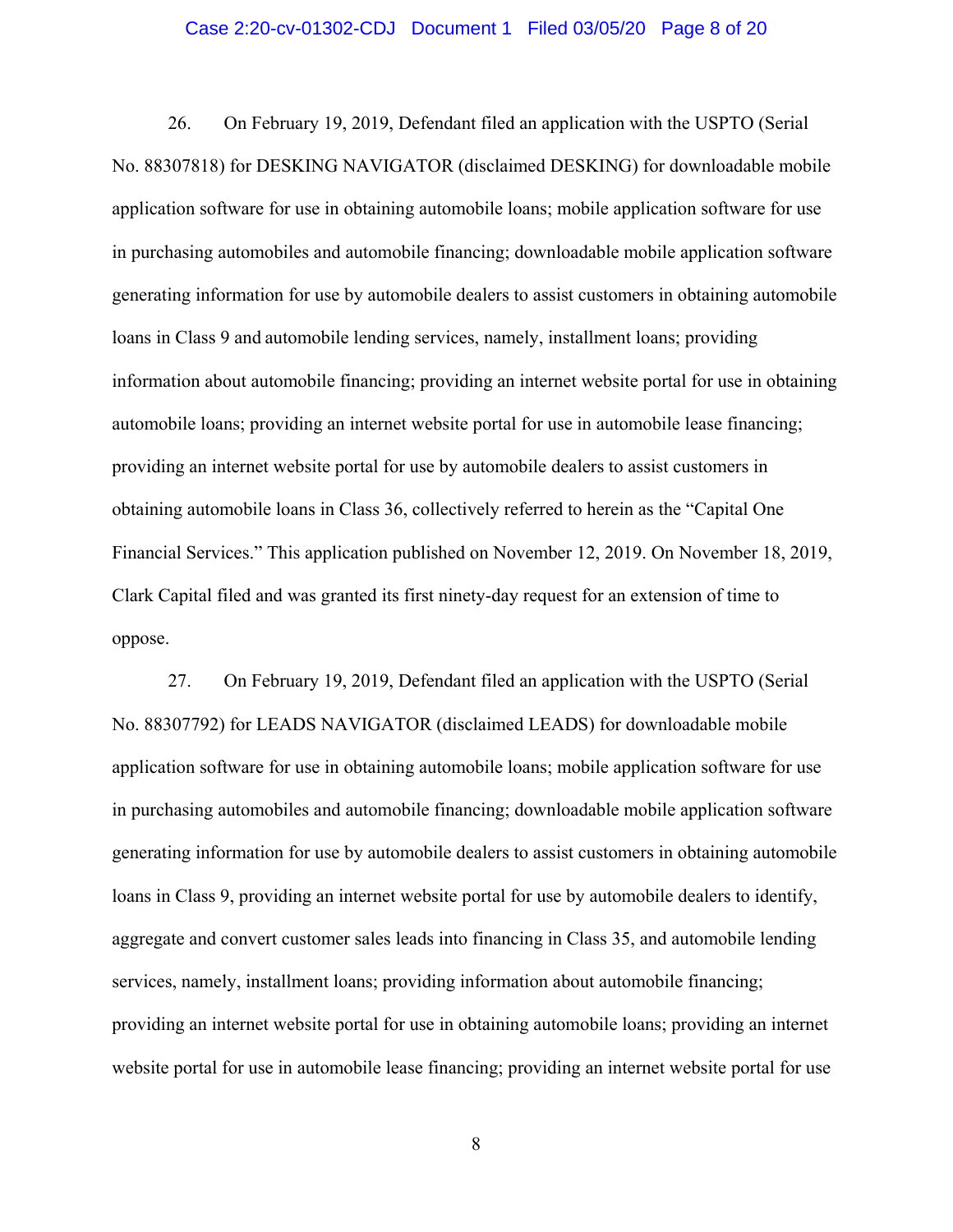26. On February 19, 2019, Defendant filed an application with the USPTO (Serial No. 88307818) for DESKING NAVIGATOR (disclaimed DESKING) for downloadable mobile application software for use in obtaining automobile loans; mobile application software for use in purchasing automobiles and automobile financing; downloadable mobile application software generating information for use by automobile dealers to assist customers in obtaining automobile loans in Class 9 and automobile lending services, namely, installment loans; providing information about automobile financing; providing an internet website portal for use in obtaining automobile loans; providing an internet website portal for use in automobile lease financing; providing an internet website portal for use by automobile dealers to assist customers in obtaining automobile loans in Class 36, collectively referred to herein as the "Capital One Financial Services." This application published on November 12, 2019. On November 18, 2019, Clark Capital filed and was granted its first ninety-day request for an extension of time to oppose.

27. On February 19, 2019, Defendant filed an application with the USPTO (Serial No. 88307792) for LEADS NAVIGATOR (disclaimed LEADS) for downloadable mobile application software for use in obtaining automobile loans; mobile application software for use in purchasing automobiles and automobile financing; downloadable mobile application software generating information for use by automobile dealers to assist customers in obtaining automobile loans in Class 9, providing an internet website portal for use by automobile dealers to identify, aggregate and convert customer sales leads into financing in Class 35, and automobile lending services, namely, installment loans; providing information about automobile financing; providing an internet website portal for use in obtaining automobile loans; providing an internet website portal for use in automobile lease financing; providing an internet website portal for use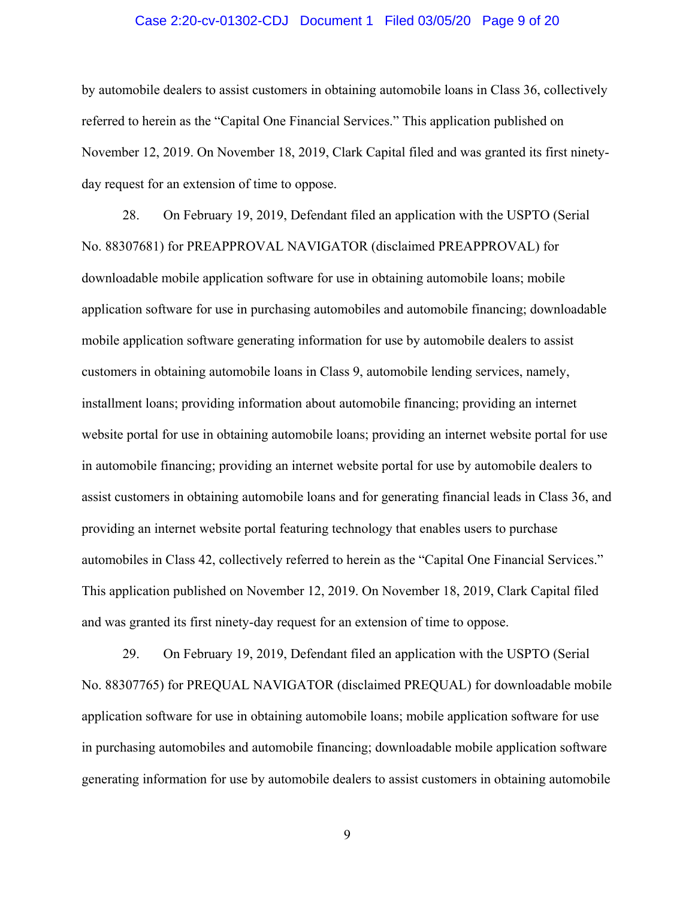by automobile dealers to assist customers in obtaining automobile loans in Class 36, collectively referred to herein as the "Capital One Financial Services." This application published on November 12, 2019. On November 18, 2019, Clark Capital filed and was granted its first ninety-day request for an extension of time to oppose.

28. On February 19, 2019, Defendant filed an application with the USPTO (Serial No. 88307681) for PREAPPROVAL NAVIGATOR (disclaimed PREAPPROVAL) for downloadable mobile application software for use in obtaining automobile loans; mobile application software for use in purchasing automobiles and automobile financing; downloadable mobile application software generating information for use by automobile dealers to assist customers in obtaining automobile loans in Class 9, automobile lending services, namely, installment loans; providing information about automobile financing; providing an internet website portal for use in obtaining automobile loans; providing an internet website portal for use in automobile financing; providing an internet website portal for use by automobile dealers to assist customers in obtaining automobile loans and for generating financial leads in Class 36, and providing an internet website portal featuring technology that enables users to purchase automobiles in Class 42, collectively referred to herein as the "Capital One Financial Services." This application published on November 12, 2019. On November 18, 2019, Clark Capital filed and was granted its first ninety-day request for an extension of time to oppose.

29. On February 19, 2019, Defendant filed an application with the USPTO (Serial No. 88307765) for PREQUAL NAVIGATOR (disclaimed PREQUAL) for downloadable mobile application software for use in obtaining automobile loans; mobile application software for use in purchasing automobiles and automobile financing; downloadable mobile application software generating information for use by automobile dealers to assist customers in obtaining automobile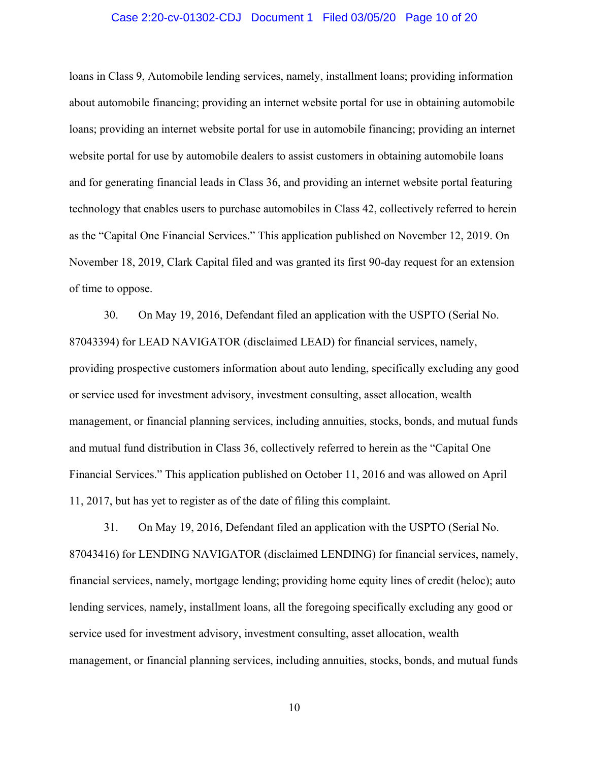loans in Class 9, Automobile lending services, namely, installment loans; providing information about automobile financing; providing an internet website portal for use in obtaining automobile loans; providing an internet website portal for use in automobile financing; providing an internet website portal for use by automobile dealers to assist customers in obtaining automobile loans and for generating financial leads in Class 36, and providing an internet website portal featuring technology that enables users to purchase automobiles in Class 42, collectively referred to herein as the "Capital One Financial Services." This application published on November 12, 2019. On November 18, 2019, Clark Capital filed and was granted its first 90-day request for an extension of time to oppose.

30. On May 19, 2016, Defendant filed an application with the USPTO (Serial No. 87043394) for LEAD NAVIGATOR (disclaimed LEAD) for financial services, namely, providing prospective customers information about auto lending, specifically excluding any good or service used for investment advisory, investment consulting, asset allocation, wealth management, or financial planning services, including annuities, stocks, bonds, and mutual funds and mutual fund distribution in Class 36, collectively referred to herein as the "Capital One Financial Services." This application published on October 11, 2016 and was allowed on April 11, 2017, but has yet to register as of the date of filing this complaint.

31. On May 19, 2016, Defendant filed an application with the USPTO (Serial No. 87043416) for LENDING NAVIGATOR (disclaimed LENDING) for financial services, namely, financial services, namely, mortgage lending; providing home equity lines of credit (heloc); auto lending services, namely, installment loans, all the foregoing specifically excluding any good or service used for investment advisory, investment consulting, asset allocation, wealth management, or financial planning services, including annuities, stocks, bonds, and mutual funds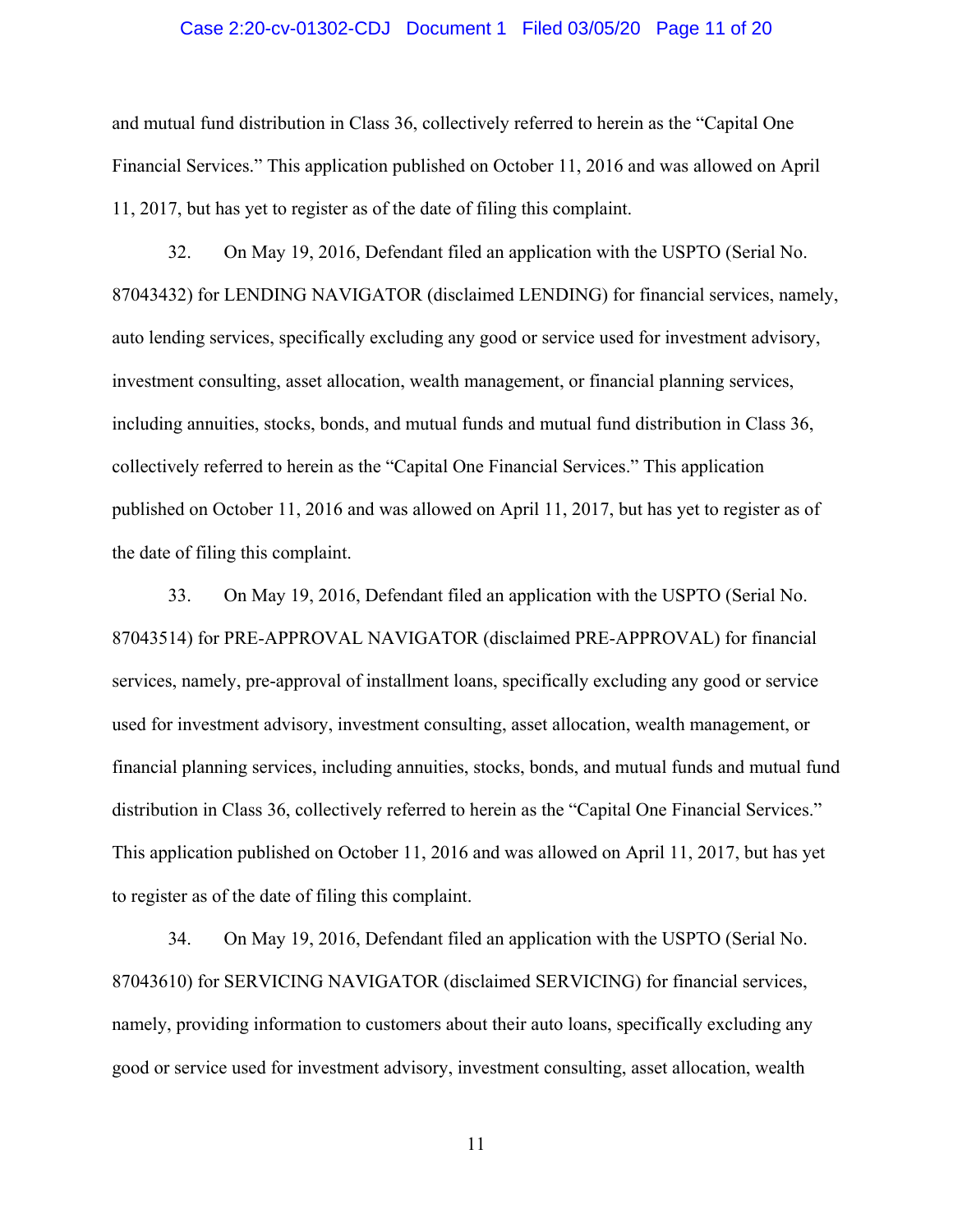and mutual fund distribution in Class 36, collectively referred to herein as the "Capital One Financial Services." This application published on October 11, 2016 and was allowed on April 11, 2017, but has yet to register as of the date of filing this complaint.

32. On May 19, 2016, Defendant filed an application with the USPTO (Serial No. 87043432) for LENDING NAVIGATOR (disclaimed LENDING) for financial services, namely, auto lending services, specifically excluding any good or service used for investment advisory, investment consulting, asset allocation, wealth management, or financial planning services, including annuities, stocks, bonds, and mutual funds and mutual fund distribution in Class 36, collectively referred to herein as the "Capital One Financial Services." This application published on October 11, 2016 and was allowed on April 11, 2017, but has yet to register as of the date of filing this complaint.

33. On May 19, 2016, Defendant filed an application with the USPTO (Serial No. 87043514) for PRE-APPROVAL NAVIGATOR (disclaimed PRE-APPROVAL) for financial services, namely, pre-approval of installment loans, specifically excluding any good or service used for investment advisory, investment consulting, asset allocation, wealth management, or financial planning services, including annuities, stocks, bonds, and mutual funds and mutual fund distribution in Class 36, collectively referred to herein as the "Capital One Financial Services." This application published on October 11, 2016 and was allowed on April 11, 2017, but has yet to register as of the date of filing this complaint.

34. On May 19, 2016, Defendant filed an application with the USPTO (Serial No. 87043610) for SERVICING NAVIGATOR (disclaimed SERVICING) for financial services, namely, providing information to customers about their auto loans, specifically excluding any good or service used for investment advisory, investment consulting, asset allocation, wealth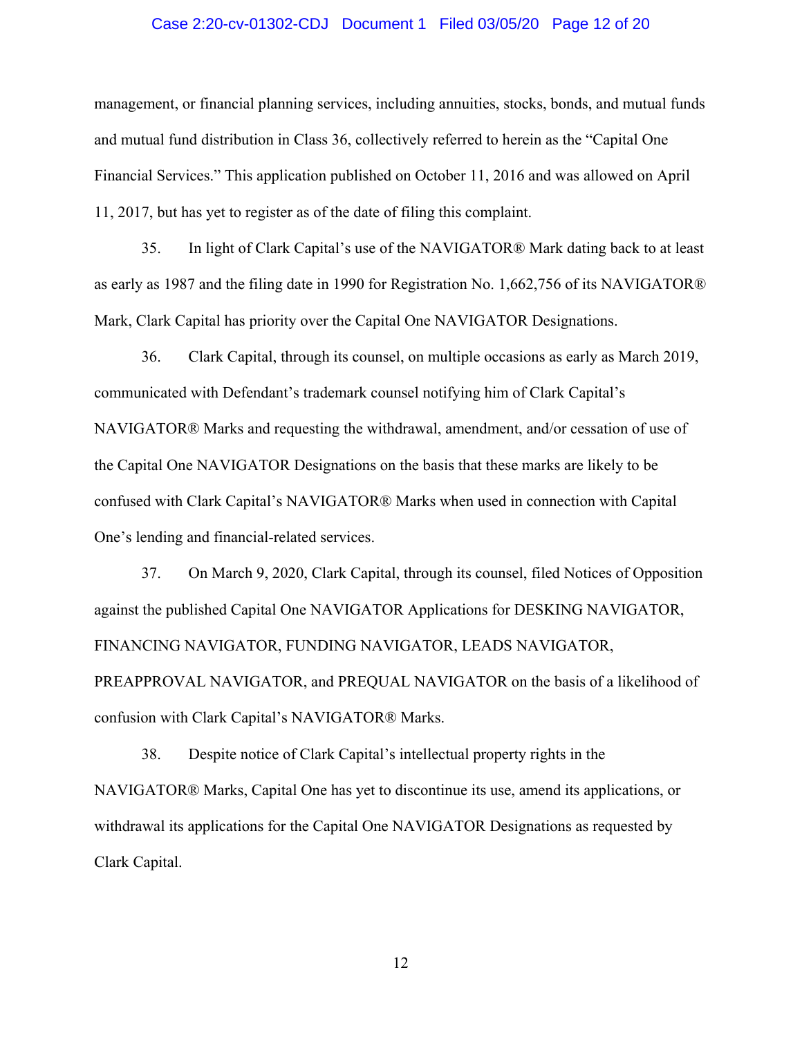management, or financial planning services, including annuities, stocks, bonds, and mutual funds and mutual fund distribution in Class 36, collectively referred to herein as the "Capital One Financial Services." This application published on October 11, 2016 and was allowed on April 11, 2017, but has yet to register as of the date of filing this complaint.

35. In light of Clark Capital's use of the NAVIGATOR® Mark dating back to at least as early as 1987 and the filing date in 1990 for Registration No. 1,662,756 of its NAVIGATOR® Mark, Clark Capital has priority over the Capital One NAVIGATOR Designations.

36. Clark Capital, through its counsel, on multiple occasions as early as March 2019, communicated with Defendant's trademark counsel notifying him of Clark Capital's NAVIGATOR® Marks and requesting the withdrawal, amendment, and/or cessation of use of the Capital One NAVIGATOR Designations on the basis that these marks are likely to be confused with Clark Capital's NAVIGATOR® Marks when used in connection with Capital One's lending and financial-related services.

37. On March 9, 2020, Clark Capital, through its counsel, filed Notices of Opposition against the published Capital One NAVIGATOR Applications for DESKING NAVIGATOR, FINANCING NAVIGATOR, FUNDING NAVIGATOR, LEADS NAVIGATOR, PREAPPROVAL NAVIGATOR, and PREQUAL NAVIGATOR on the basis of a likelihood of confusion with Clark Capital's NAVIGATOR® Marks.

38. Despite notice of Clark Capital's intellectual property rights in the NAVIGATOR® Marks, Capital One has yet to discontinue its use, amend its applications, or withdrawal its applications for the Capital One NAVIGATOR Designations as requested by Clark Capital.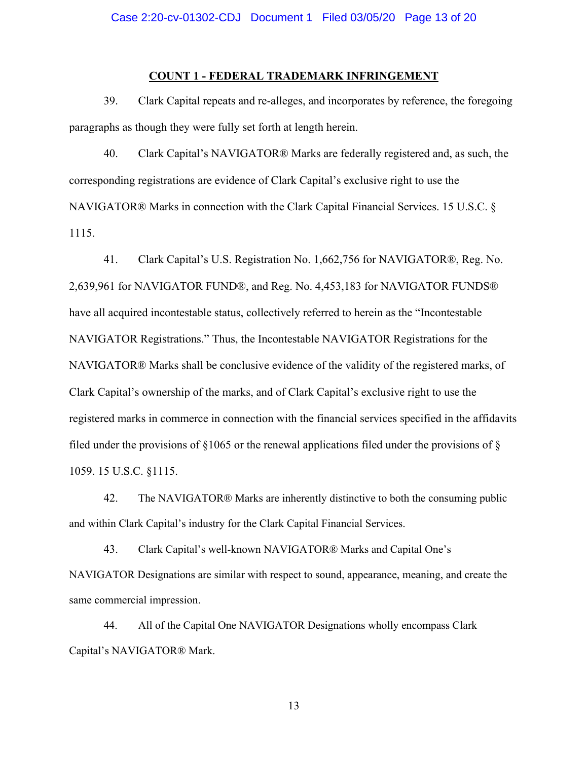## COUNT 1 - FEDERAL TRADEMARK INFRINGEMENT

39. Clark Capital repeats and re-alleges, and incorporates by reference, the foregoing paragraphs as though they were fully set forth at length herein.

40. Clark Capital's NAVIGATOR® Marks are federally registered and, as such, the corresponding registrations are evidence of Clark Capital's exclusive right to use the NAVIGATOR® Marks in connection with the Clark Capital Financial Services. 15 U.S.C. § 1115.

41. Clark Capital's U.S. Registration No. 1,662,756 for NAVIGATOR®, Reg. No. 2,639,961 for NAVIGATOR FUND®, and Reg. No. 4,453,183 for NAVIGATOR FUNDS® have all acquired incontestable status, collectively referred to herein as the "Incontestable NAVIGATOR Registrations." Thus, the Incontestable NAVIGATOR Registrations for the NAVIGATOR® Marks shall be conclusive evidence of the validity of the registered marks, of Clark Capital's ownership of the marks, and of Clark Capital's exclusive right to use the registered marks in commerce in connection with the financial services specified in the affidavits filed under the provisions of §1065 or the renewal applications filed under the provisions of § 1059. 15 U.S.C. §1115.

42. The NAVIGATOR® Marks are inherently distinctive to both the consuming public and within Clark Capital's industry for the Clark Capital Financial Services.

43. Clark Capital's well-known NAVIGATOR® Marks and Capital One's NAVIGATOR Designations are similar with respect to sound, appearance, meaning, and create the same commercial impression.

44. All of the Capital One NAVIGATOR Designations wholly encompass Clark Capital's NAVIGATOR® Mark.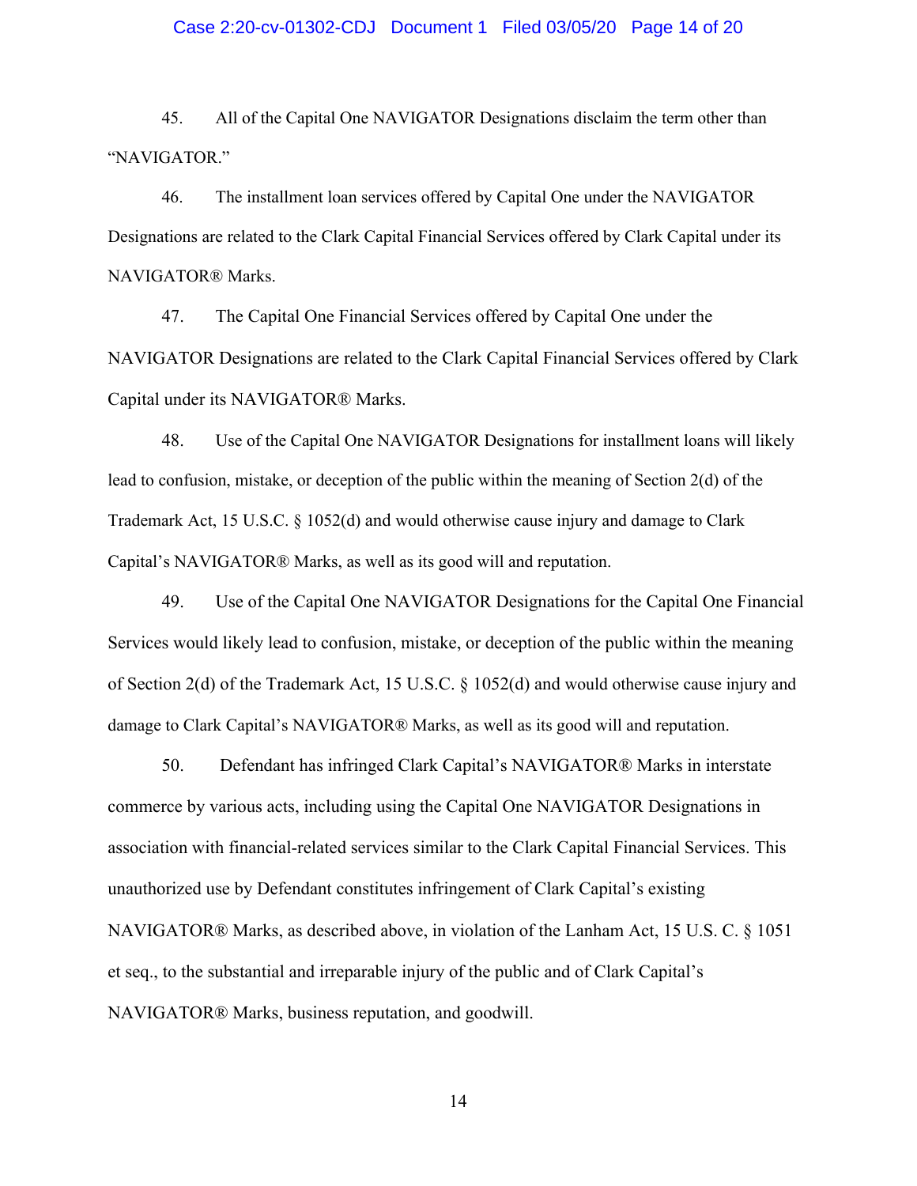45. All of the Capital One NAVIGATOR Designations disclaim the term other than "NAVIGATOR."

46. The installment loan services offered by Capital One under the NAVIGATOR Designations are related to the Clark Capital Financial Services offered by Clark Capital under its NAVIGATOR® Marks.

47. The Capital One Financial Services offered by Capital One under the NAVIGATOR Designations are related to the Clark Capital Financial Services offered by Clark Capital under its NAVIGATOR® Marks.

48. Use of the Capital One NAVIGATOR Designations for installment loans will likely lead to confusion, mistake, or deception of the public within the meaning of Section 2(d) of the Trademark Act, 15 U.S.C. § 1052(d) and would otherwise cause injury and damage to Clark Capital's NAVIGATOR® Marks, as well as its good will and reputation.

49. Use of the Capital One NAVIGATOR Designations for the Capital One Financial Services would likely lead to confusion, mistake, or deception of the public within the meaning of Section 2(d) of the Trademark Act, 15 U.S.C. § 1052(d) and would otherwise cause injury and damage to Clark Capital's NAVIGATOR® Marks, as well as its good will and reputation.

50. Defendant has infringed Clark Capital's NAVIGATOR® Marks in interstate commerce by various acts, including using the Capital One NAVIGATOR Designations in association with financial-related services similar to the Clark Capital Financial Services. This unauthorized use by Defendant constitutes infringement of Clark Capital's existing NAVIGATOR® Marks, as described above, in violation of the Lanham Act, 15 U.S. C. § 1051 et seq., to the substantial and irreparable injury of the public and of Clark Capital's NAVIGATOR® Marks, business reputation, and goodwill.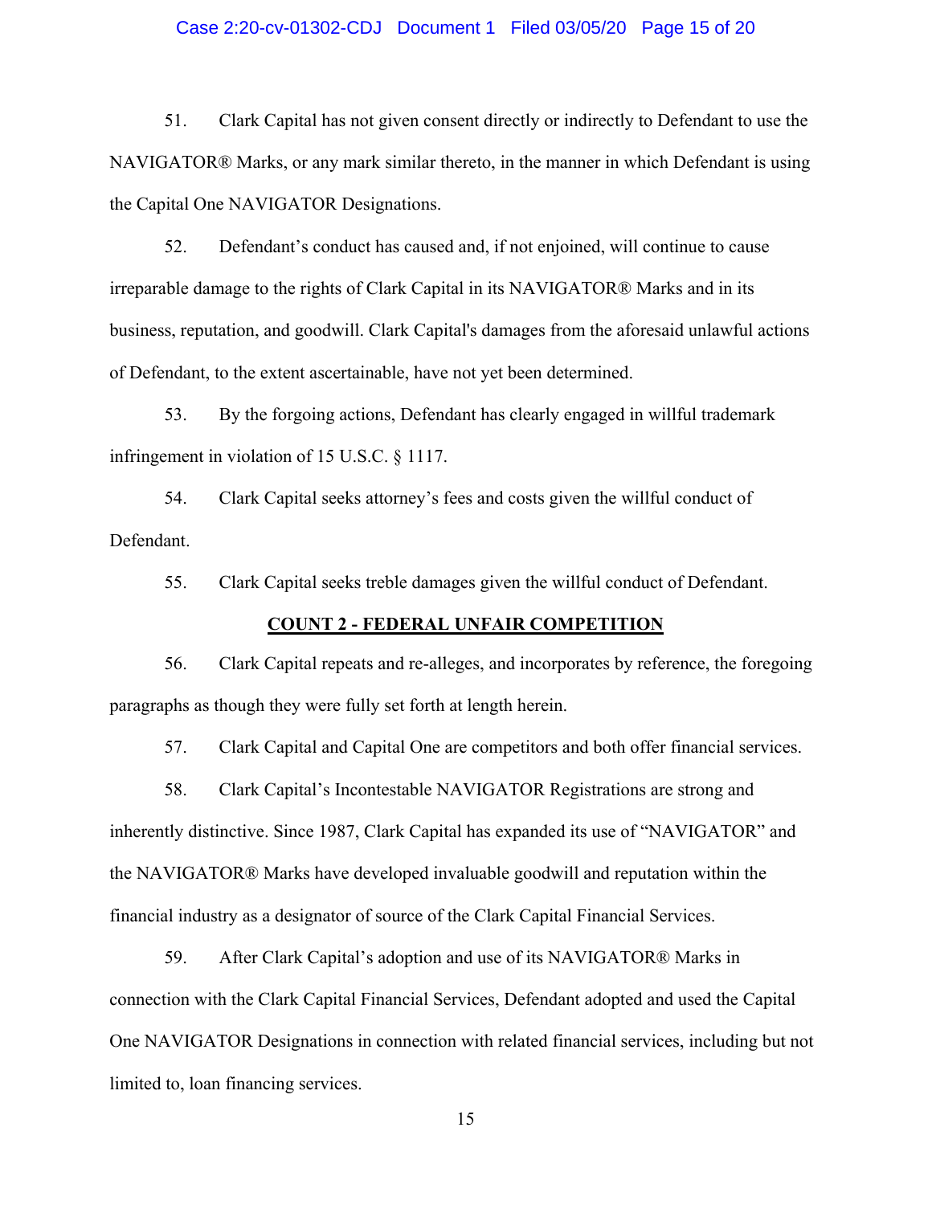51. Clark Capital has not given consent directly or indirectly to Defendant to use the NAVIGATOR® Marks, or any mark similar thereto, in the manner in which Defendant is using the Capital One NAVIGATOR Designations.

52. Defendant's conduct has caused and, if not enjoined, will continue to cause irreparable damage to the rights of Clark Capital in its NAVIGATOR® Marks and in its business, reputation, and goodwill. Clark Capital's damages from the aforesaid unlawful actions of Defendant, to the extent ascertainable, have not yet been determined.

53. By the forgoing actions, Defendant has clearly engaged in willful trademark infringement in violation of 15 U.S.C. § 1117.

54. Clark Capital seeks attorney's fees and costs given the willful conduct of Defendant.

55. Clark Capital seeks treble damages given the willful conduct of Defendant.

## COUNT 2 - FEDERAL UNFAIR COMPETITION

56. Clark Capital repeats and re-alleges, and incorporates by reference, the foregoing paragraphs as though they were fully set forth at length herein.

57. Clark Capital and Capital One are competitors and both offer financial services.

58. Clark Capital's Incontestable NAVIGATOR Registrations are strong and inherently distinctive. Since 1987, Clark Capital has expanded its use of "NAVIGATOR" and the NAVIGATOR® Marks have developed invaluable goodwill and reputation within the financial industry as a designator of source of the Clark Capital Financial Services.

59. After Clark Capital's adoption and use of its NAVIGATOR® Marks in connection with the Clark Capital Financial Services, Defendant adopted and used the Capital One NAVIGATOR Designations in connection with related financial services, including but not limited to, loan financing services.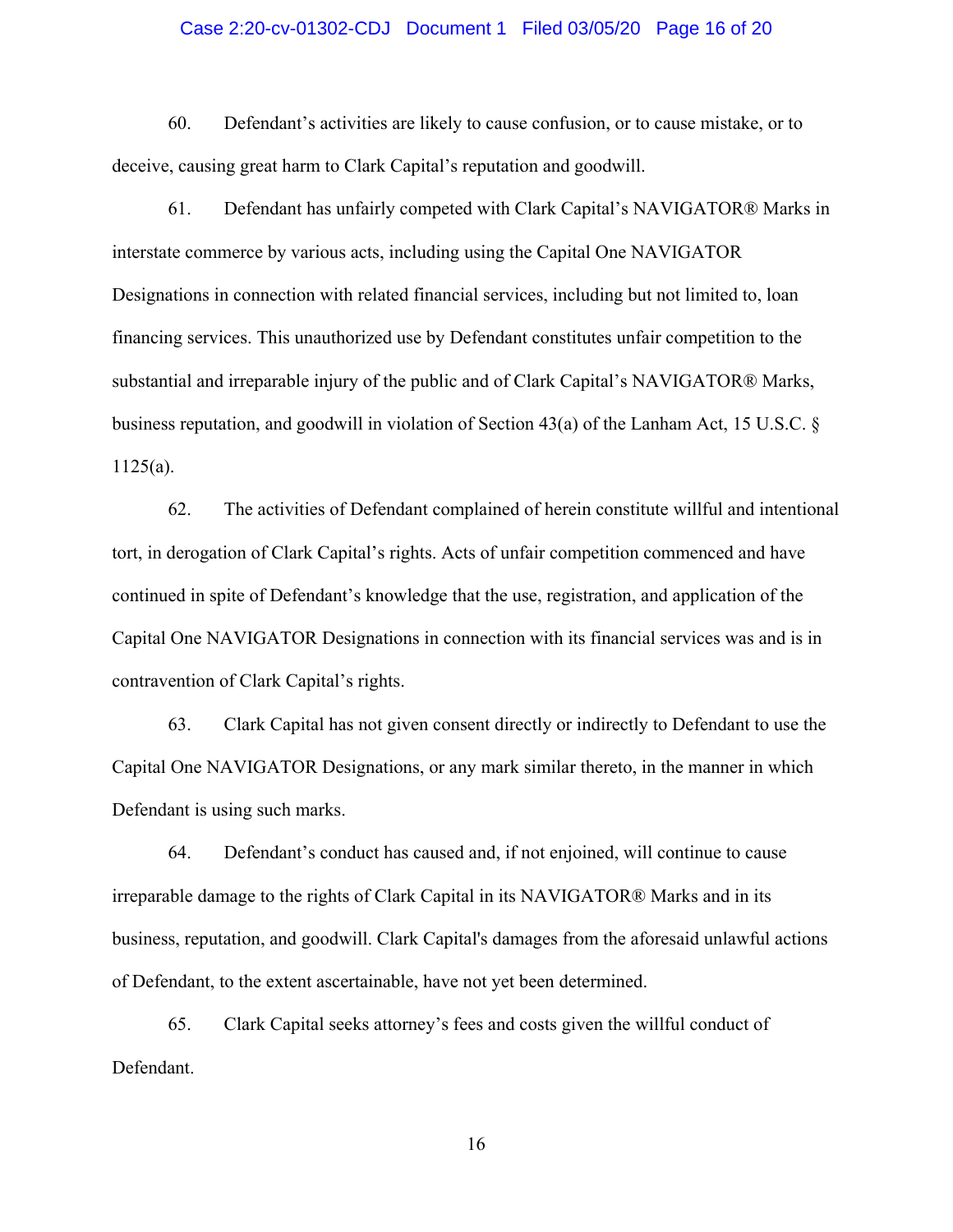60. Defendant's activities are likely to cause confusion, or to cause mistake, or to deceive, causing great harm to Clark Capital's reputation and goodwill.

61. Defendant has unfairly competed with Clark Capital's NAVIGATOR® Marks in interstate commerce by various acts, including using the Capital One NAVIGATOR Designations in connection with related financial services, including but not limited to, loan financing services. This unauthorized use by Defendant constitutes unfair competition to the substantial and irreparable injury of the public and of Clark Capital's NAVIGATOR® Marks, business reputation, and goodwill in violation of Section 43(a) of the Lanham Act, 15 U.S.C. § 1125(a).

62. The activities of Defendant complained of herein constitute willful and intentional tort, in derogation of Clark Capital's rights. Acts of unfair competition commenced and have continued in spite of Defendant's knowledge that the use, registration, and application of the Capital One NAVIGATOR Designations in connection with its financial services was and is in contravention of Clark Capital's rights.

63. Clark Capital has not given consent directly or indirectly to Defendant to use the Capital One NAVIGATOR Designations, or any mark similar thereto, in the manner in which Defendant is using such marks.

64. Defendant's conduct has caused and, if not enjoined, will continue to cause irreparable damage to the rights of Clark Capital in its NAVIGATOR® Marks and in its business, reputation, and goodwill. Clark Capital's damages from the aforesaid unlawful actions of Defendant, to the extent ascertainable, have not yet been determined.

65. Clark Capital seeks attorney's fees and costs given the willful conduct of Defendant.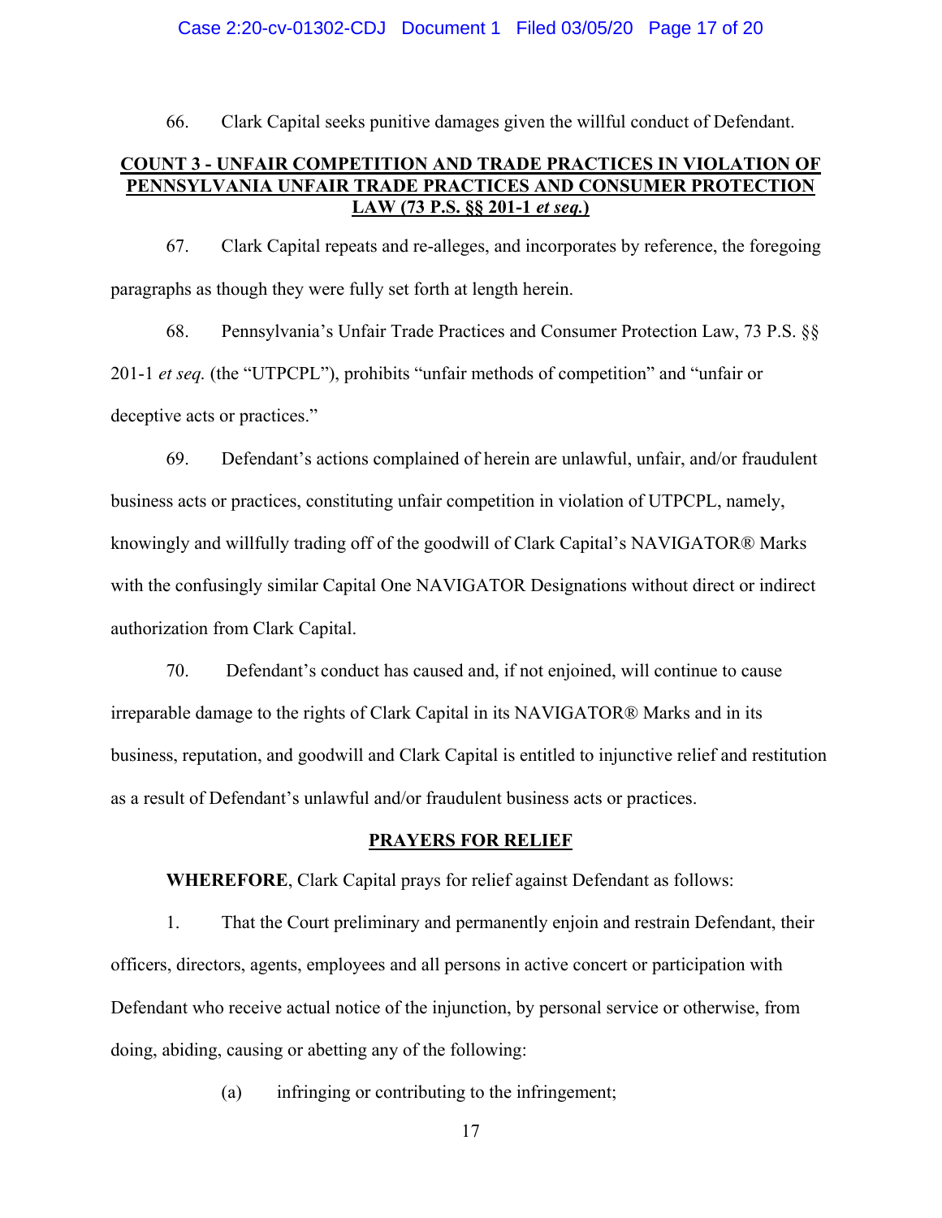66. Clark Capital seeks punitive damages given the willful conduct of Defendant.

## COUNT 3 - UNFAIR COMPETITION AND TRADE PRACTICES IN VIOLATION OF PENNSYLVANIA UNFAIR TRADE PRACTICES AND CONSUMER PROTECTION LAW (73 P.S. §§ 201-1 *et seq.*)

67. Clark Capital repeats and re-alleges, and incorporates by reference, the foregoing paragraphs as though they were fully set forth at length herein.

68. Pennsylvania's Unfair Trade Practices and Consumer Protection Law, 73 P.S. §§ 201-1 *et seq.* (the "UTPCPL"), prohibits "unfair methods of competition" and "unfair or deceptive acts or practices."

69. Defendant's actions complained of herein are unlawful, unfair, and/or fraudulent business acts or practices, constituting unfair competition in violation of UTPCPL, namely, knowingly and willfully trading off of the goodwill of Clark Capital's NAVIGATOR® Marks with the confusingly similar Capital One NAVIGATOR Designations without direct or indirect authorization from Clark Capital.

70. Defendant's conduct has caused and, if not enjoined, will continue to cause irreparable damage to the rights of Clark Capital in its NAVIGATOR® Marks and in its business, reputation, and goodwill and Clark Capital is entitled to injunctive relief and restitution as a result of Defendant's unlawful and/or fraudulent business acts or practices.

## PRAYERS FOR RELIEF

**WHEREFORE**, Clark Capital prays for relief against Defendant as follows:

1. That the Court preliminary and permanently enjoin and restrain Defendant, their officers, directors, agents, employees and all persons in active concert or participation with Defendant who receive actual notice of the injunction, by personal service or otherwise, from doing, abiding, causing or abetting any of the following:

   (a) infringing or contributing to the infringement;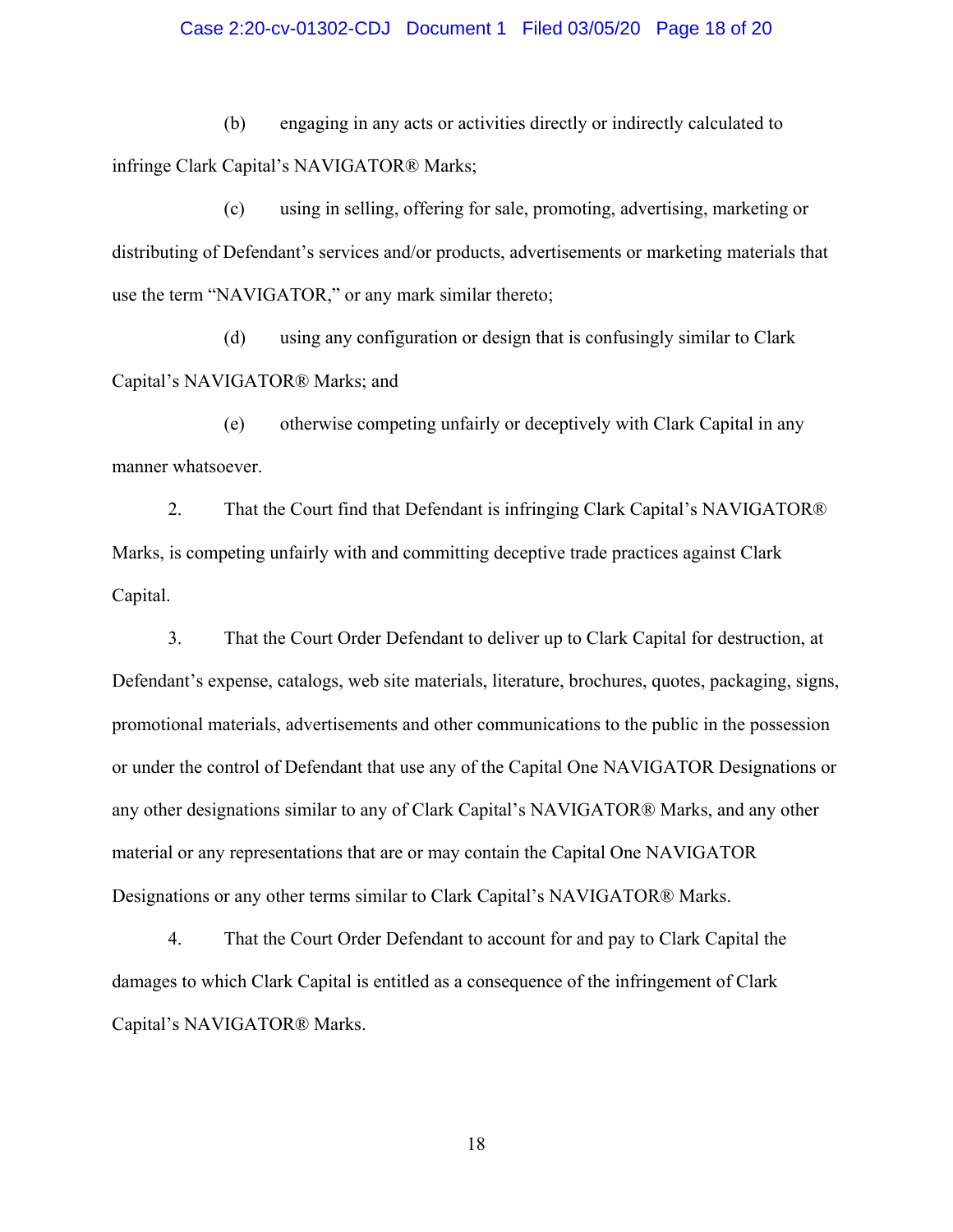(b) engaging in any acts or activities directly or indirectly calculated to infringe Clark Capital's NAVIGATOR® Marks;

(c) using in selling, offering for sale, promoting, advertising, marketing or distributing of Defendant's services and/or products, advertisements or marketing materials that use the term "NAVIGATOR," or any mark similar thereto;

(d) using any configuration or design that is confusingly similar to Clark Capital's NAVIGATOR® Marks; and

(e) otherwise competing unfairly or deceptively with Clark Capital in any manner whatsoever.

2. That the Court find that Defendant is infringing Clark Capital's NAVIGATOR® Marks, is competing unfairly with and committing deceptive trade practices against Clark Capital.

3. That the Court Order Defendant to deliver up to Clark Capital for destruction, at Defendant's expense, catalogs, web site materials, literature, brochures, quotes, packaging, signs, promotional materials, advertisements and other communications to the public in the possession or under the control of Defendant that use any of the Capital One NAVIGATOR Designations or any other designations similar to any of Clark Capital's NAVIGATOR® Marks, and any other material or any representations that are or may contain the Capital One NAVIGATOR Designations or any other terms similar to Clark Capital's NAVIGATOR® Marks.

4. That the Court Order Defendant to account for and pay to Clark Capital the damages to which Clark Capital is entitled as a consequence of the infringement of Clark Capital's NAVIGATOR® Marks.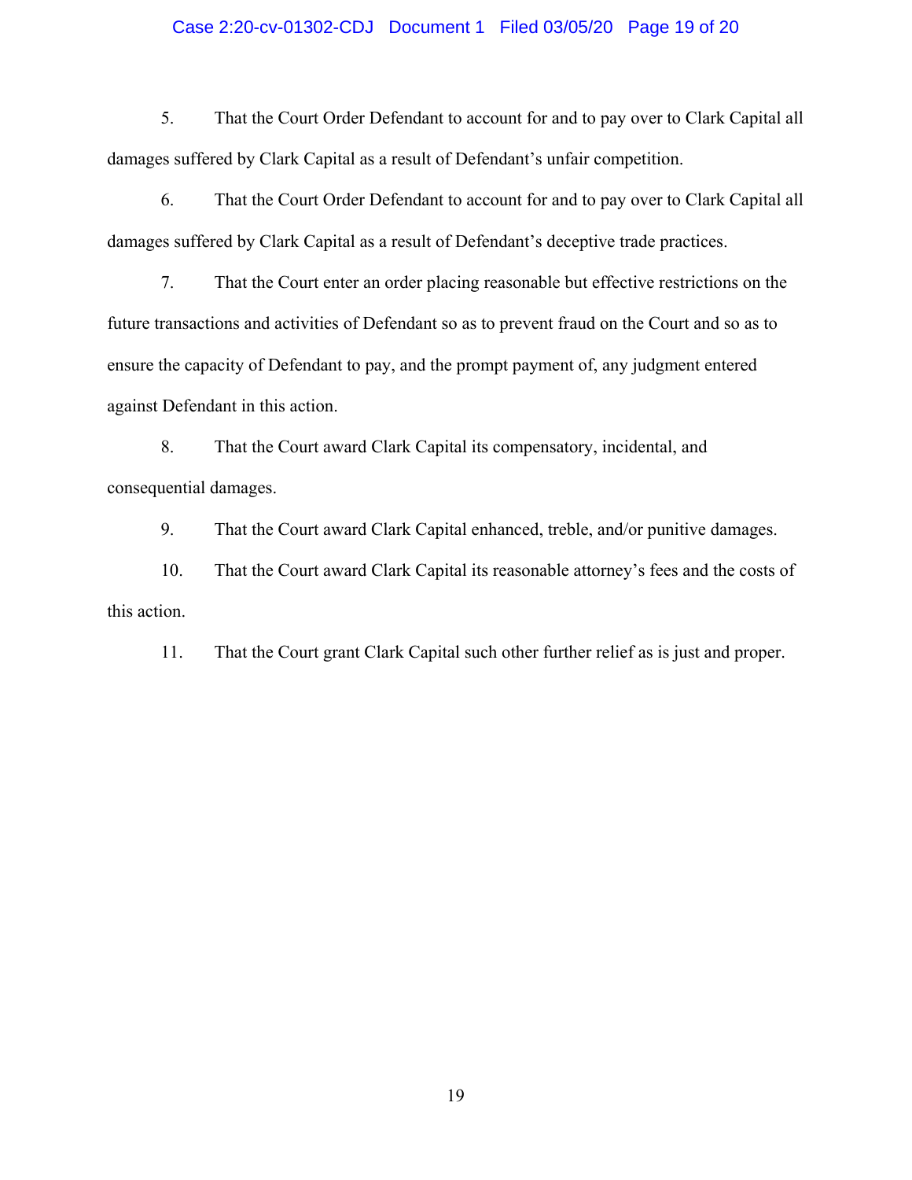5. That the Court Order Defendant to account for and to pay over to Clark Capital all damages suffered by Clark Capital as a result of Defendant's unfair competition.

6. That the Court Order Defendant to account for and to pay over to Clark Capital all damages suffered by Clark Capital as a result of Defendant's deceptive trade practices.

7. That the Court enter an order placing reasonable but effective restrictions on the future transactions and activities of Defendant so as to prevent fraud on the Court and so as to ensure the capacity of Defendant to pay, and the prompt payment of, any judgment entered against Defendant in this action.

8. That the Court award Clark Capital its compensatory, incidental, and consequential damages.

9. That the Court award Clark Capital enhanced, treble, and/or punitive damages.

10. That the Court award Clark Capital its reasonable attorney's fees and the costs of this action.

11. That the Court grant Clark Capital such other further relief as is just and proper.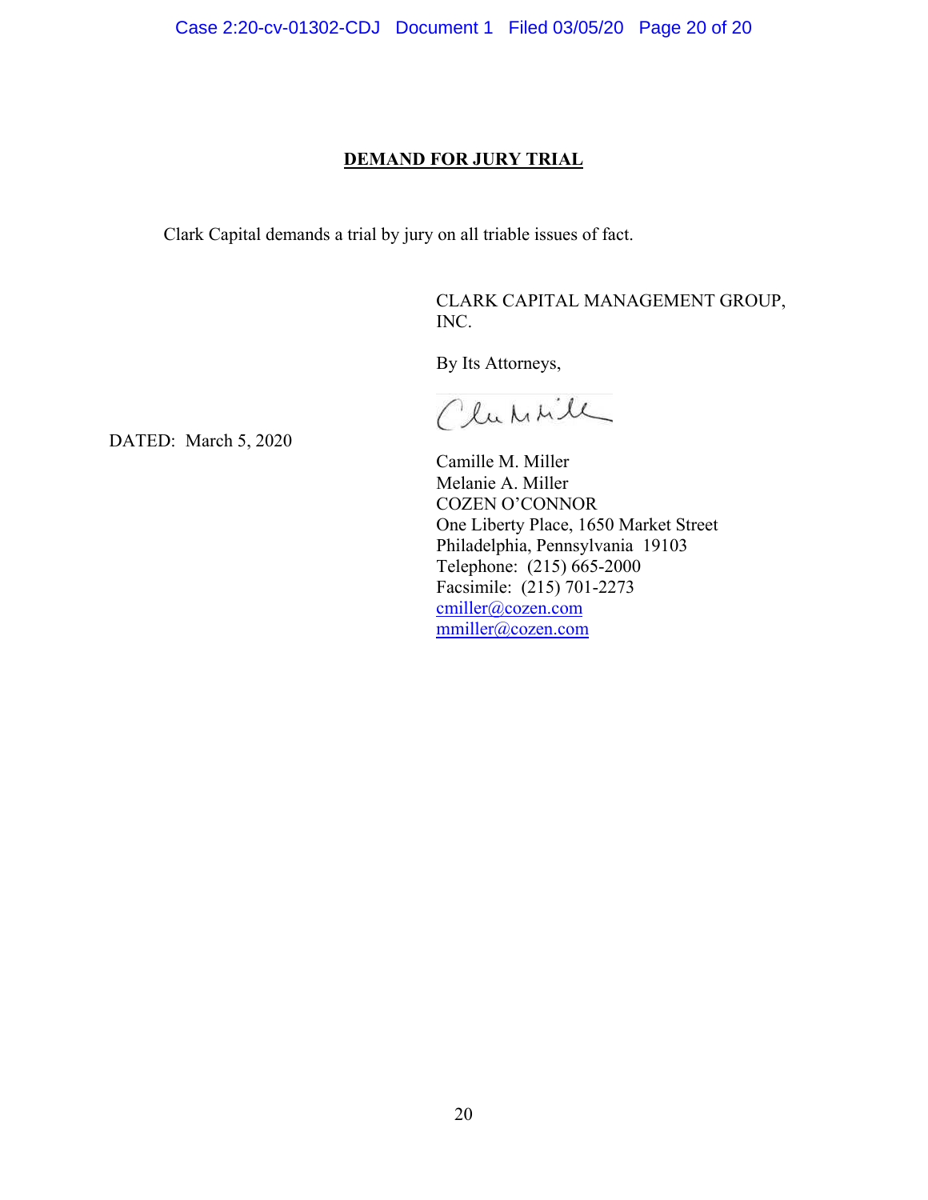## DEMAND FOR JURY TRIAL

Clark Capital demands a trial by jury on all triable issues of fact.

CLARK CAPITAL MANAGEMENT GROUP, INC.

By Its Attorneys,

DATED: March 5, 2020

Camille M. Miller
Melanie A. Miller
COZEN O'CONNOR
One Liberty Place, 1650 Market Street
Philadelphia, Pennsylvania 19103
Telephone: (215) 665-2000
Facsimile: (215) 701-2273
cmiller@cozen.com
mmiller@cozen.com